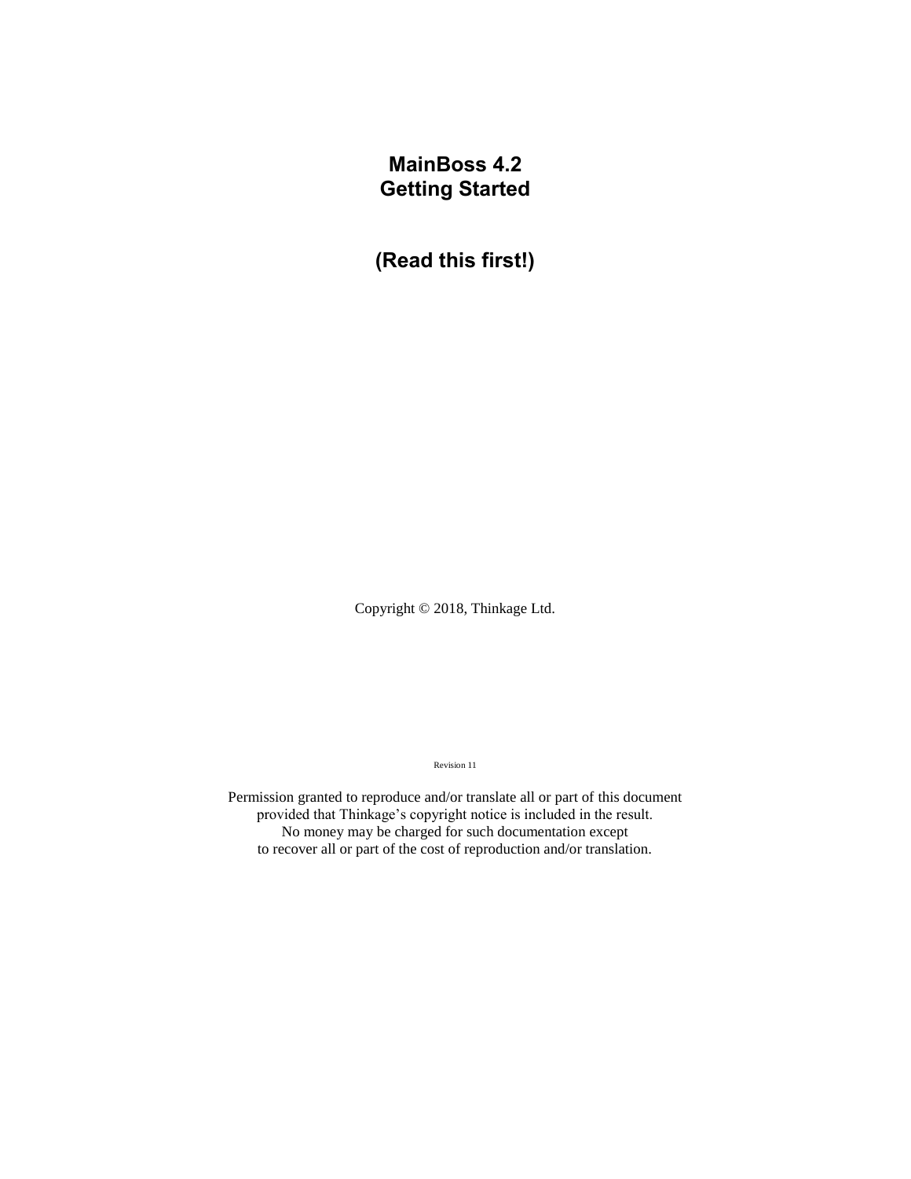# MainBoss 4.2
# Getting Started

## (Read this first!)

Copyright © 2018, Thinkage Ltd.

Revision 11

Permission granted to reproduce and/or translate all or part of this document provided that Thinkage's copyright notice is included in the result. No money may be charged for such documentation except to recover all or part of the cost of reproduction and/or translation.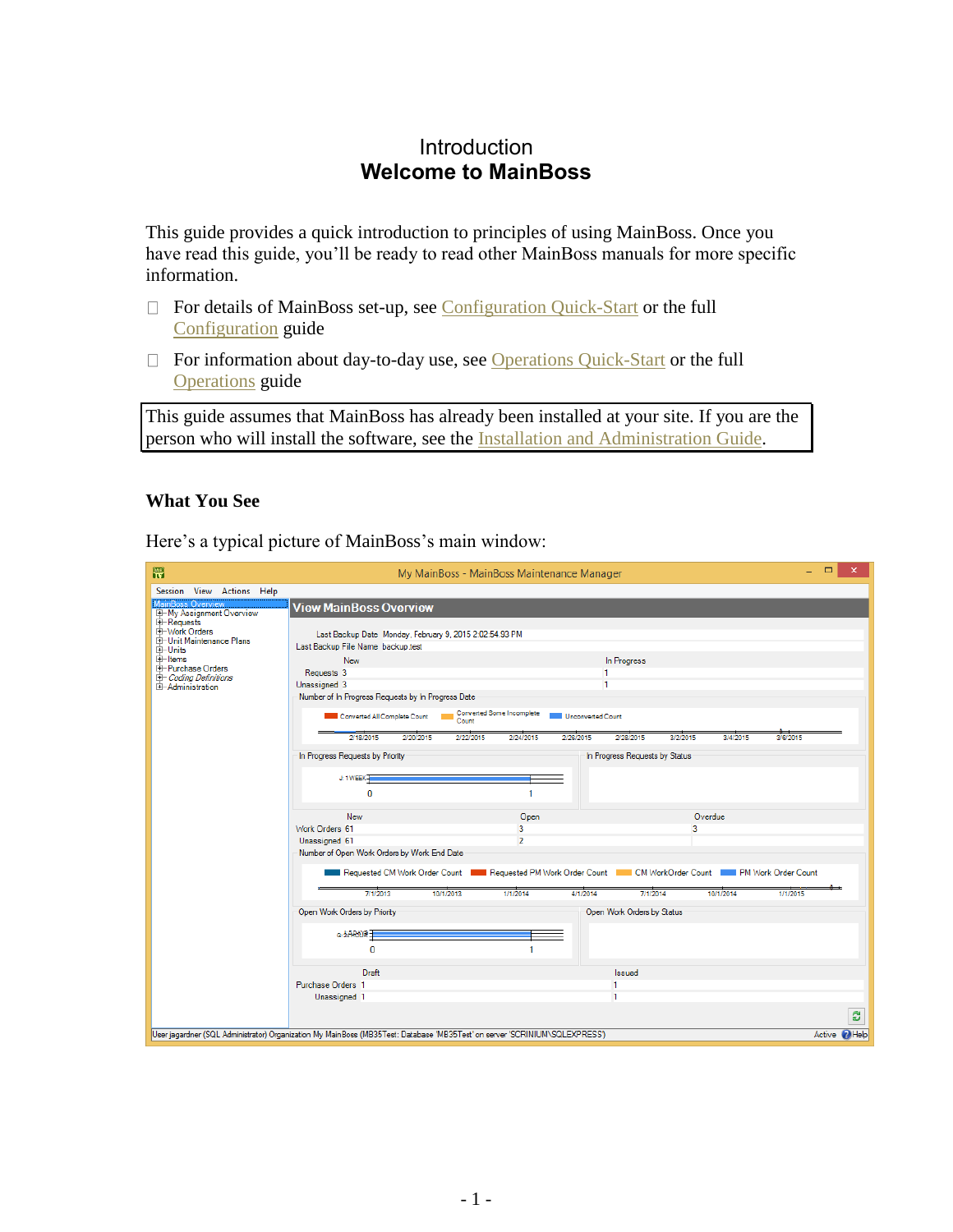# Introduction
# Welcome to MainBoss

This guide provides a quick introduction to principles of using MainBoss. Once you have read this guide, you'll be ready to read other MainBoss manuals for more specific information.

- For details of MainBoss set-up, see Configuration Quick-Start or the full Configuration guide
- For information about day-to-day use, see Operations Quick-Start or the full Operations guide

This guide assumes that MainBoss has already been installed at your site. If you are the person who will install the software, see the Installation and Administration Guide.

### What You See

Here's a typical picture of MainBoss's main window: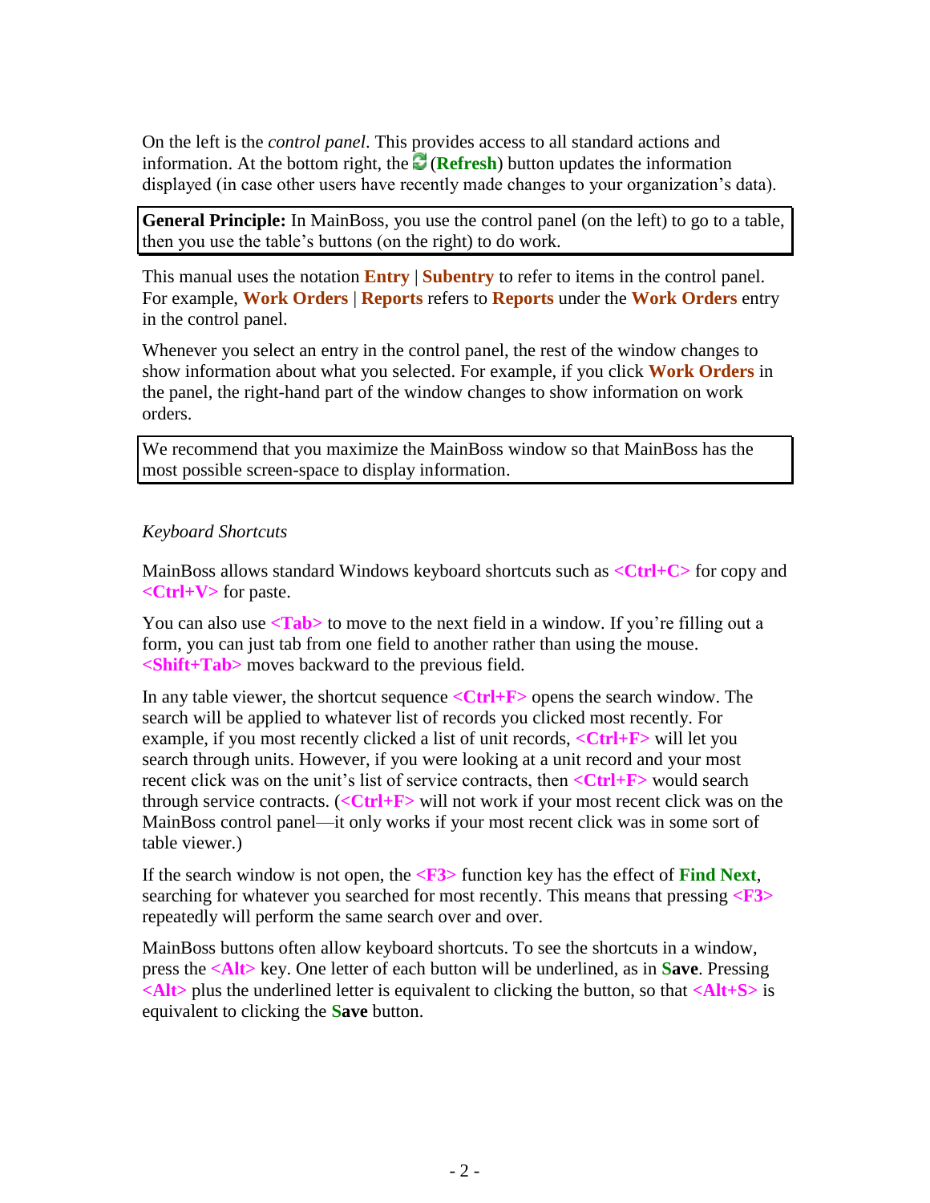On the left is the *control panel*. This provides access to all standard actions and information. At the bottom right, the (**Refresh**) button updates the information displayed (in case other users have recently made changes to your organization's data).

**General Principle:** In MainBoss, you use the control panel (on the left) to go to a table, then you use the table's buttons (on the right) to do work.

This manual uses the notation **Entry** | **Subentry** to refer to items in the control panel. For example, **Work Orders** | **Reports** refers to **Reports** under the **Work Orders** entry in the control panel.

Whenever you select an entry in the control panel, the rest of the window changes to show information about what you selected. For example, if you click **Work Orders** in the panel, the right-hand part of the window changes to show information on work orders.

We recommend that you maximize the MainBoss window so that MainBoss has the most possible screen-space to display information.

*Keyboard Shortcuts*

MainBoss allows standard Windows keyboard shortcuts such as **<Ctrl+C>** for copy and **<Ctrl+V>** for paste.

You can also use **<Tab>** to move to the next field in a window. If you're filling out a form, you can just tab from one field to another rather than using the mouse. **<Shift+Tab>** moves backward to the previous field.

In any table viewer, the shortcut sequence **<Ctrl+F>** opens the search window. The search will be applied to whatever list of records you clicked most recently. For example, if you most recently clicked a list of unit records, **<Ctrl+F>** will let you search through units. However, if you were looking at a unit record and your most recent click was on the unit's list of service contracts, then **<Ctrl+F>** would search through service contracts. (**<Ctrl+F>** will not work if your most recent click was on the MainBoss control panel—it only works if your most recent click was in some sort of table viewer.)

If the search window is not open, the **<F3>** function key has the effect of **Find Next**, searching for whatever you searched for most recently. This means that pressing **<F3>** repeatedly will perform the same search over and over.

MainBoss buttons often allow keyboard shortcuts. To see the shortcuts in a window, press the **<Alt>** key. One letter of each button will be underlined, as in **Save**. Pressing **<Alt>** plus the underlined letter is equivalent to clicking the button, so that **<Alt+S>** is equivalent to clicking the **Save** button.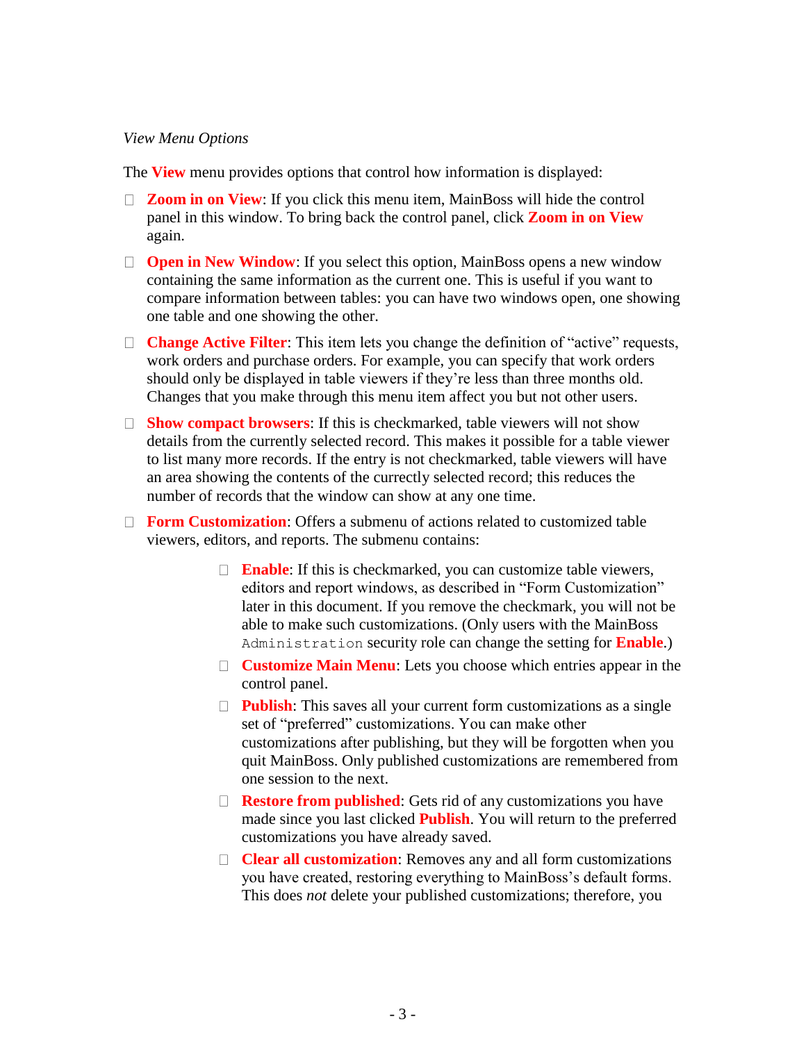*View Menu Options*

The **View** menu provides options that control how information is displayed:

- **Zoom in on View**: If you click this menu item, MainBoss will hide the control panel in this window. To bring back the control panel, click **Zoom in on View** again.
- **Open in New Window**: If you select this option, MainBoss opens a new window containing the same information as the current one. This is useful if you want to compare information between tables: you can have two windows open, one showing one table and one showing the other.
- **Change Active Filter**: This item lets you change the definition of "active" requests, work orders and purchase orders. For example, you can specify that work orders should only be displayed in table viewers if they're less than three months old. Changes that you make through this menu item affect you but not other users.
- **Show compact browsers**: If this is checkmarked, table viewers will not show details from the currently selected record. This makes it possible for a table viewer to list many more records. If the entry is not checkmarked, table viewers will have an area showing the contents of the currectly selected record; this reduces the number of records that the window can show at any one time.
- **Form Customization**: Offers a submenu of actions related to customized table viewers, editors, and reports. The submenu contains:
    - **Enable**: If this is checkmarked, you can customize table viewers, editors and report windows, as described in "Form Customization" later in this document. If you remove the checkmark, you will not be able to make such customizations. (Only users with the MainBoss `Administration` security role can change the setting for **Enable**.)
    - **Customize Main Menu**: Lets you choose which entries appear in the control panel.
    - **Publish**: This saves all your current form customizations as a single set of "preferred" customizations. You can make other customizations after publishing, but they will be forgotten when you quit MainBoss. Only published customizations are remembered from one session to the next.
    - **Restore from published**: Gets rid of any customizations you have made since you last clicked **Publish**. You will return to the preferred customizations you have already saved.
    - **Clear all customization**: Removes any and all form customizations you have created, restoring everything to MainBoss's default forms. This does *not* delete your published customizations; therefore, you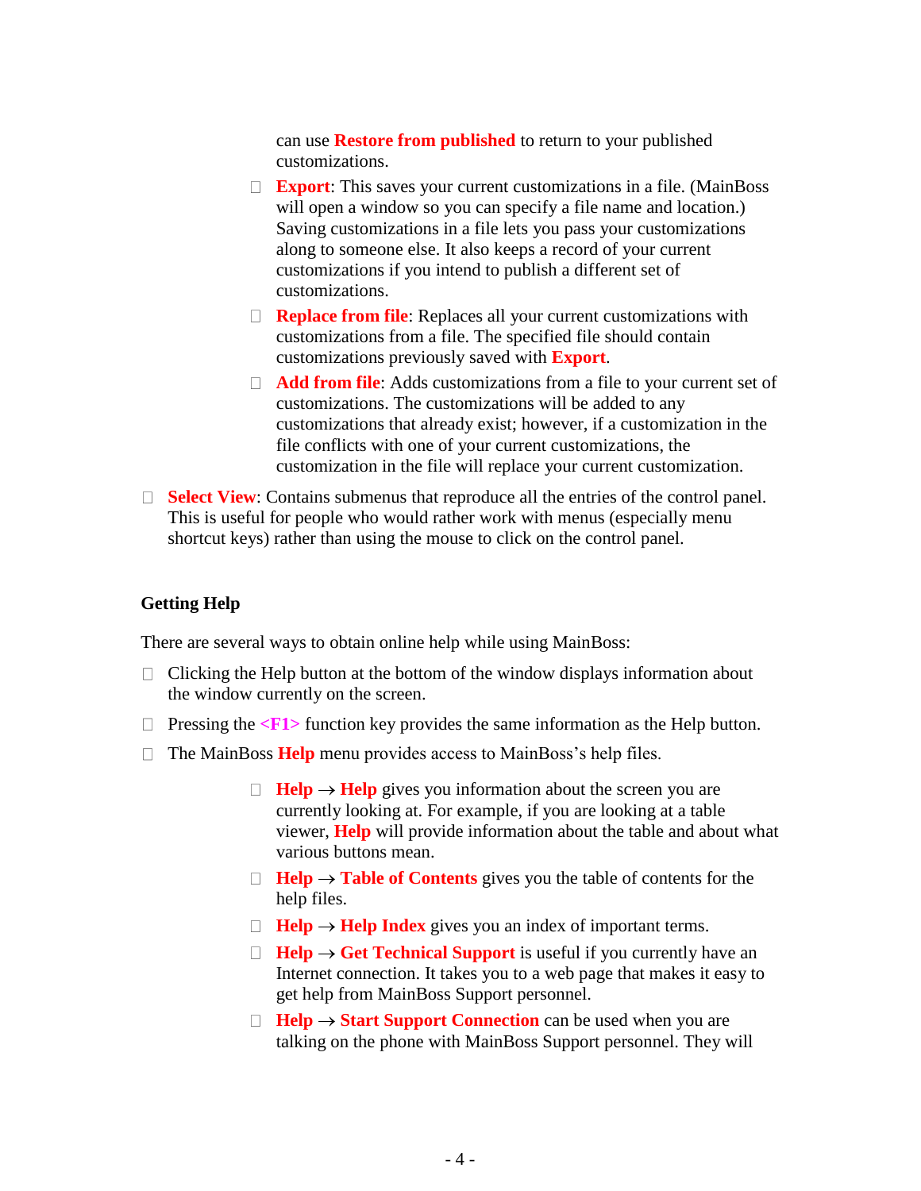can use **Restore from published** to return to your published customizations.

  - **Export**: This saves your current customizations in a file. (MainBoss will open a window so you can specify a file name and location.) Saving customizations in a file lets you pass your customizations along to someone else. It also keeps a record of your current customizations if you intend to publish a different set of customizations.
  - **Replace from file**: Replaces all your current customizations with customizations from a file. The specified file should contain customizations previously saved with **Export**.
  - **Add from file**: Adds customizations from a file to your current set of customizations. The customizations will be added to any customizations that already exist; however, if a customization in the file conflicts with one of your current customizations, the customization in the file will replace your current customization.

- **Select View**: Contains submenus that reproduce all the entries of the control panel. This is useful for people who would rather work with menus (especially menu shortcut keys) rather than using the mouse to click on the control panel.

## Getting Help

There are several ways to obtain online help while using MainBoss:

- Clicking the Help button at the bottom of the window displays information about the window currently on the screen.
- Pressing the **<F1>** function key provides the same information as the Help button.
- The MainBoss **Help** menu provides access to MainBoss's help files.
  - **Help** → **Help** gives you information about the screen you are currently looking at. For example, if you are looking at a table viewer, **Help** will provide information about the table and about what various buttons mean.
  - **Help** → **Table of Contents** gives you the table of contents for the help files.
  - **Help** → **Help Index** gives you an index of important terms.
  - **Help** → **Get Technical Support** is useful if you currently have an Internet connection. It takes you to a web page that makes it easy to get help from MainBoss Support personnel.
  - **Help** → **Start Support Connection** can be used when you are talking on the phone with MainBoss Support personnel. They will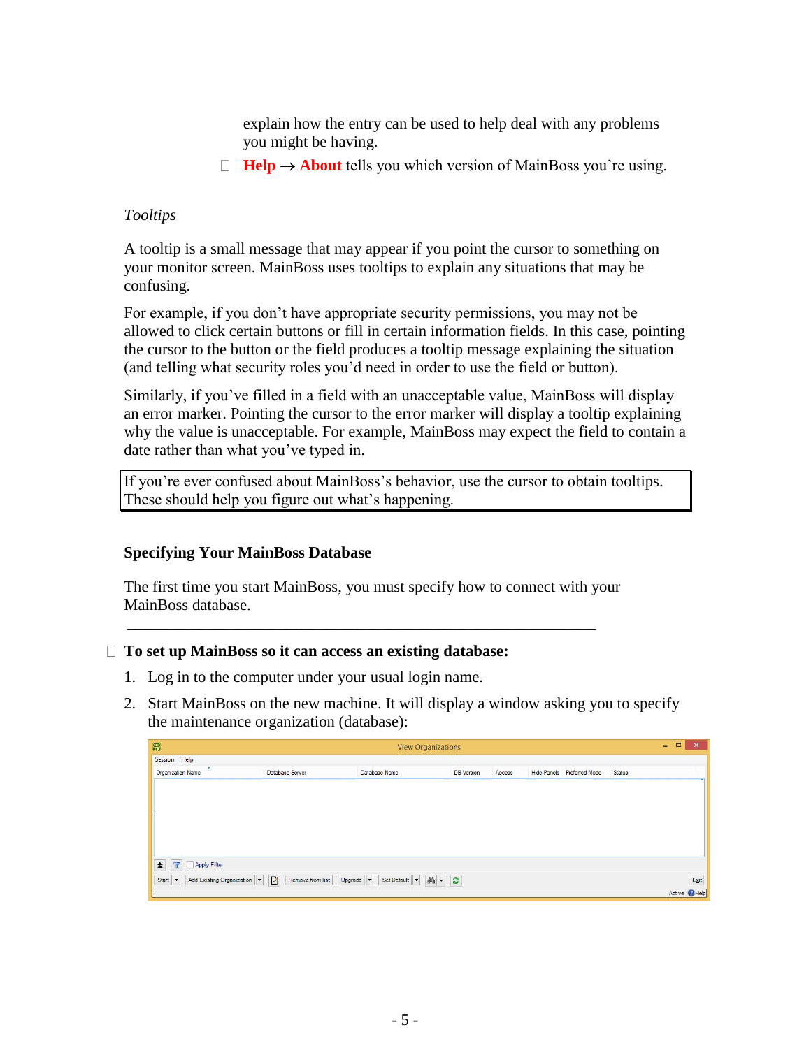explain how the entry can be used to help deal with any problems you might be having.

- **Help** → **About** tells you which version of MainBoss you're using.

*Tooltips*

A tooltip is a small message that may appear if you point the cursor to something on your monitor screen. MainBoss uses tooltips to explain any situations that may be confusing.

For example, if you don't have appropriate security permissions, you may not be allowed to click certain buttons or fill in certain information fields. In this case, pointing the cursor to the button or the field produces a tooltip message explaining the situation (and telling what security roles you'd need in order to use the field or button).

Similarly, if you've filled in a field with an unacceptable value, MainBoss will display an error marker. Pointing the cursor to the error marker will display a tooltip explaining why the value is unacceptable. For example, MainBoss may expect the field to contain a date rather than what you've typed in.

| If you're ever confused about MainBoss's behavior, use the cursor to obtain tooltips. These should help you figure out what's happening. |
| --- |

### Specifying Your MainBoss Database

The first time you start MainBoss, you must specify how to connect with your MainBoss database.

---

- **To set up MainBoss so it can access an existing database:**

1. Log in to the computer under your usual login name.
2. Start MainBoss on the new machine. It will display a window asking you to specify the maintenance organization (database):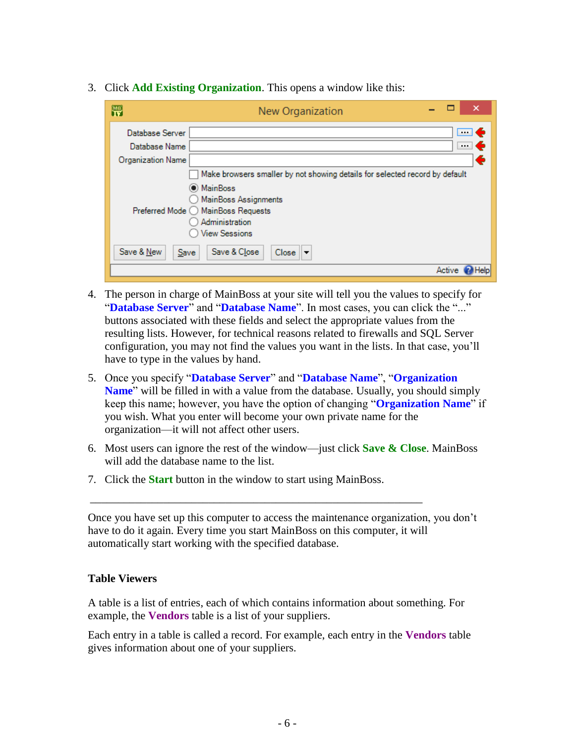3. Click **Add Existing Organization**. This opens a window like this:

4. The person in charge of MainBoss at your site will tell you the values to specify for "**Database Server**" and "**Database Name**". In most cases, you can click the "..." buttons associated with these fields and select the appropriate values from the resulting lists. However, for technical reasons related to firewalls and SQL Server configuration, you may not find the values you want in the lists. In that case, you'll have to type in the values by hand.

5. Once you specify "**Database Server**" and "**Database Name**", "**Organization Name**" will be filled in with a value from the database. Usually, you should simply keep this name; however, you have the option of changing "**Organization Name**" if you wish. What you enter will become your own private name for the organization—it will not affect other users.

6. Most users can ignore the rest of the window—just click **Save & Close**. MainBoss will add the database name to the list.

7. Click the **Start** button in the window to start using MainBoss.

---

Once you have set up this computer to access the maintenance organization, you don't have to do it again. Every time you start MainBoss on this computer, it will automatically start working with the specified database.

### Table Viewers

A table is a list of entries, each of which contains information about something. For example, the **Vendors** table is a list of your suppliers.

Each entry in a table is called a record. For example, each entry in the **Vendors** table gives information about one of your suppliers.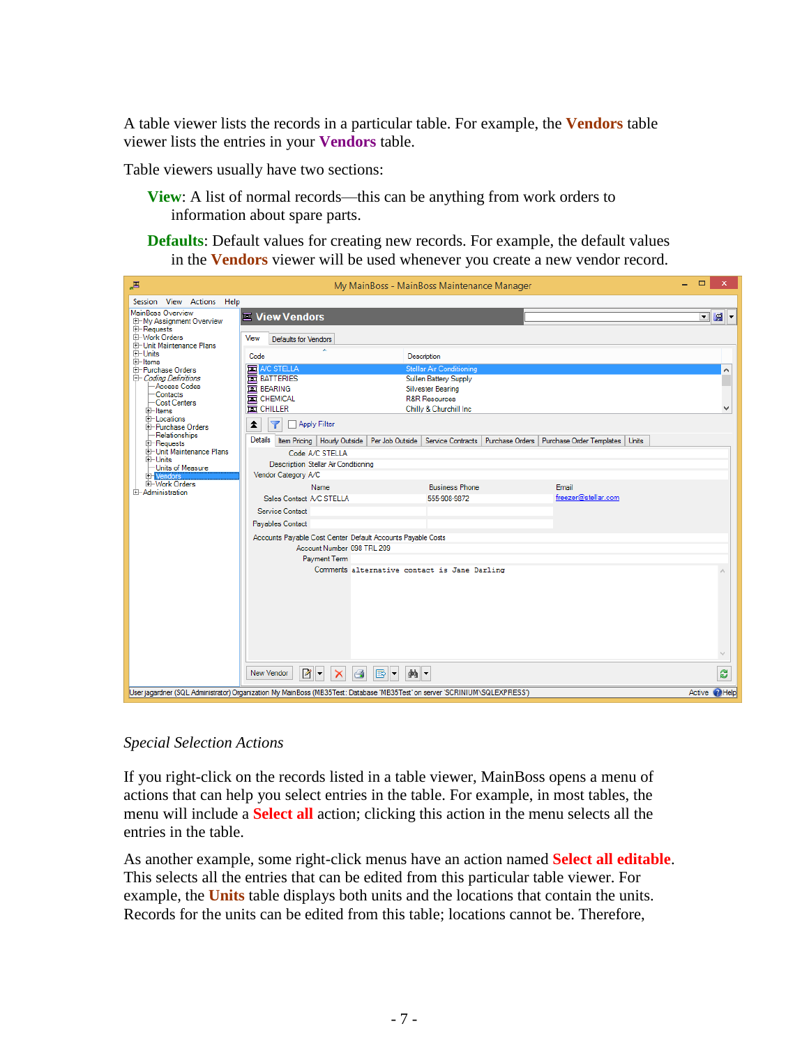A table viewer lists the records in a particular table. For example, the **Vendors** table viewer lists the entries in your **Vendors** table.

Table viewers usually have two sections:

> **View**: A list of normal records—this can be anything from work orders to information about spare parts.

> **Defaults**: Default values for creating new records. For example, the default values in the **Vendors** viewer will be used whenever you create a new vendor record.

*Special Selection Actions*

If you right-click on the records listed in a table viewer, MainBoss opens a menu of actions that can help you select entries in the table. For example, in most tables, the menu will include a **Select all** action; clicking this action in the menu selects all the entries in the table.

As another example, some right-click menus have an action named **Select all editable**. This selects all the entries that can be edited from this particular table viewer. For example, the **Units** table displays both units and the locations that contain the units. Records for the units can be edited from this table; locations cannot be. Therefore,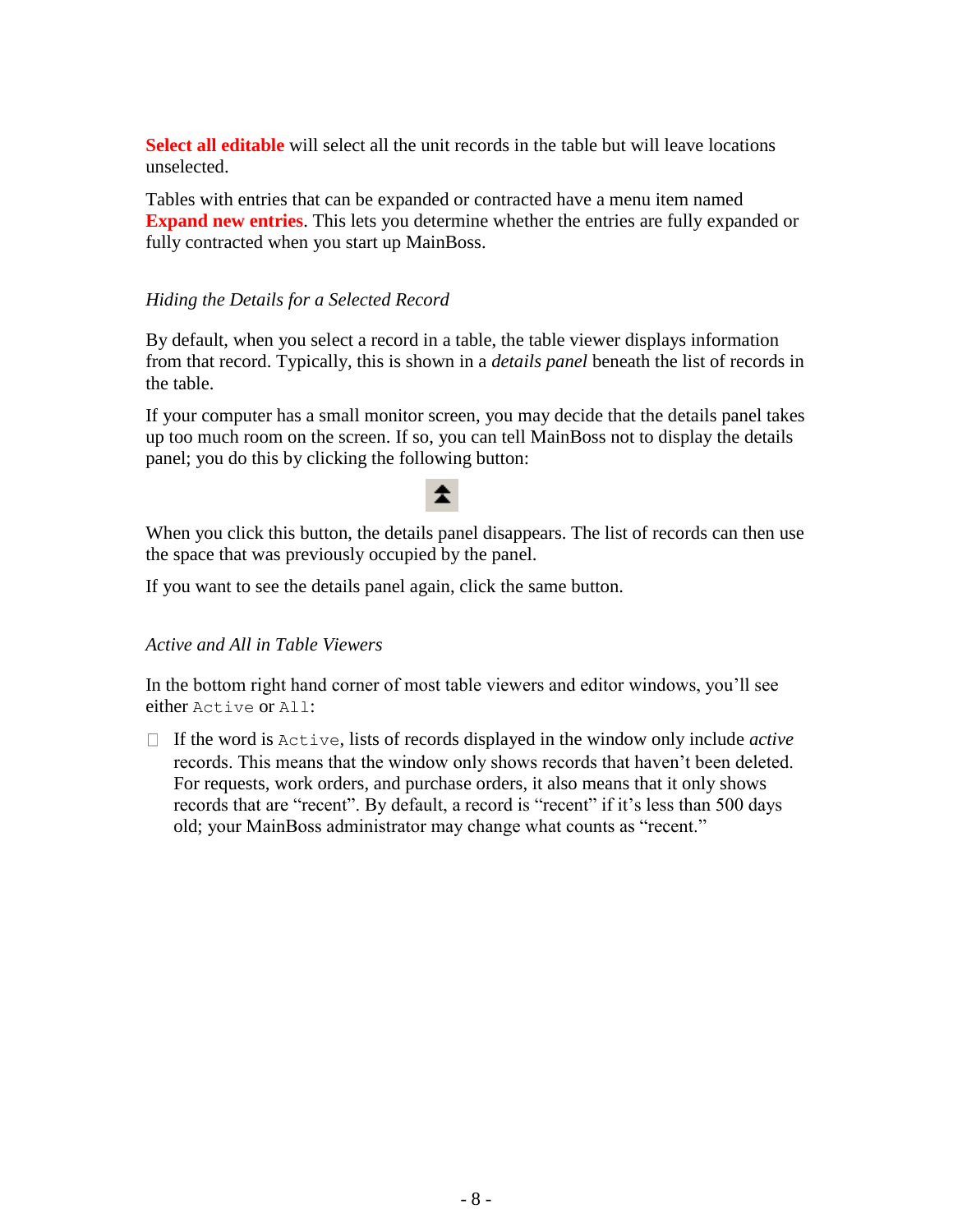**Select all editable** will select all the unit records in the table but will leave locations unselected.

Tables with entries that can be expanded or contracted have a menu item named **Expand new entries**. This lets you determine whether the entries are fully expanded or fully contracted when you start up MainBoss.

### *Hiding the Details for a Selected Record*

By default, when you select a record in a table, the table viewer displays information from that record. Typically, this is shown in a *details panel* beneath the list of records in the table.

If your computer has a small monitor screen, you may decide that the details panel takes up too much room on the screen. If so, you can tell MainBoss not to display the details panel; you do this by clicking the following button:

When you click this button, the details panel disappears. The list of records can then use the space that was previously occupied by the panel.

If you want to see the details panel again, click the same button.

### *Active and All in Table Viewers*

In the bottom right hand corner of most table viewers and editor windows, you'll see either `Active` or `All`:

- If the word is `Active`, lists of records displayed in the window only include *active* records. This means that the window only shows records that haven't been deleted. For requests, work orders, and purchase orders, it also means that it only shows records that are "recent". By default, a record is "recent" if it's less than 500 days old; your MainBoss administrator may change what counts as "recent."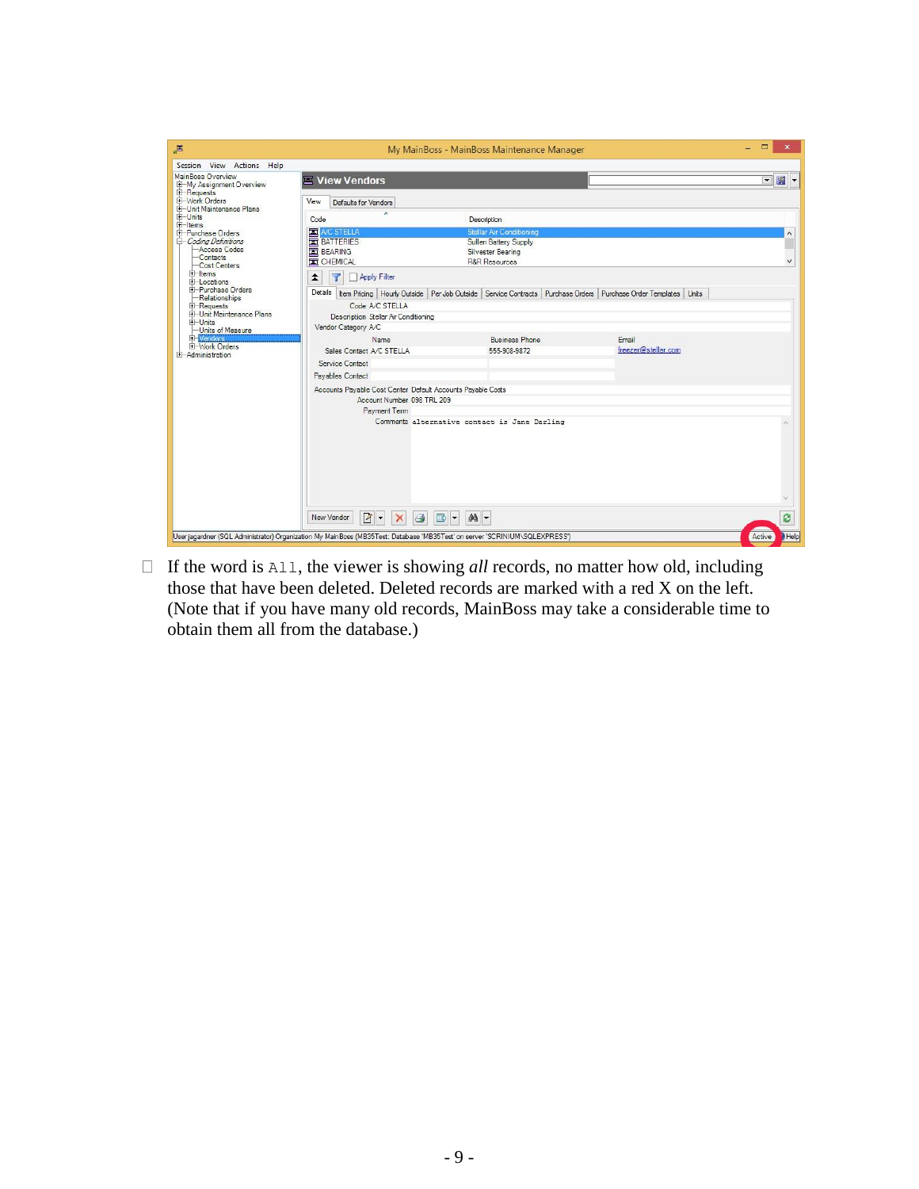- If the word is `All`, the viewer is showing *all* records, no matter how old, including those that have been deleted. Deleted records are marked with a red X on the left. (Note that if you have many old records, MainBoss may take a considerable time to obtain them all from the database.)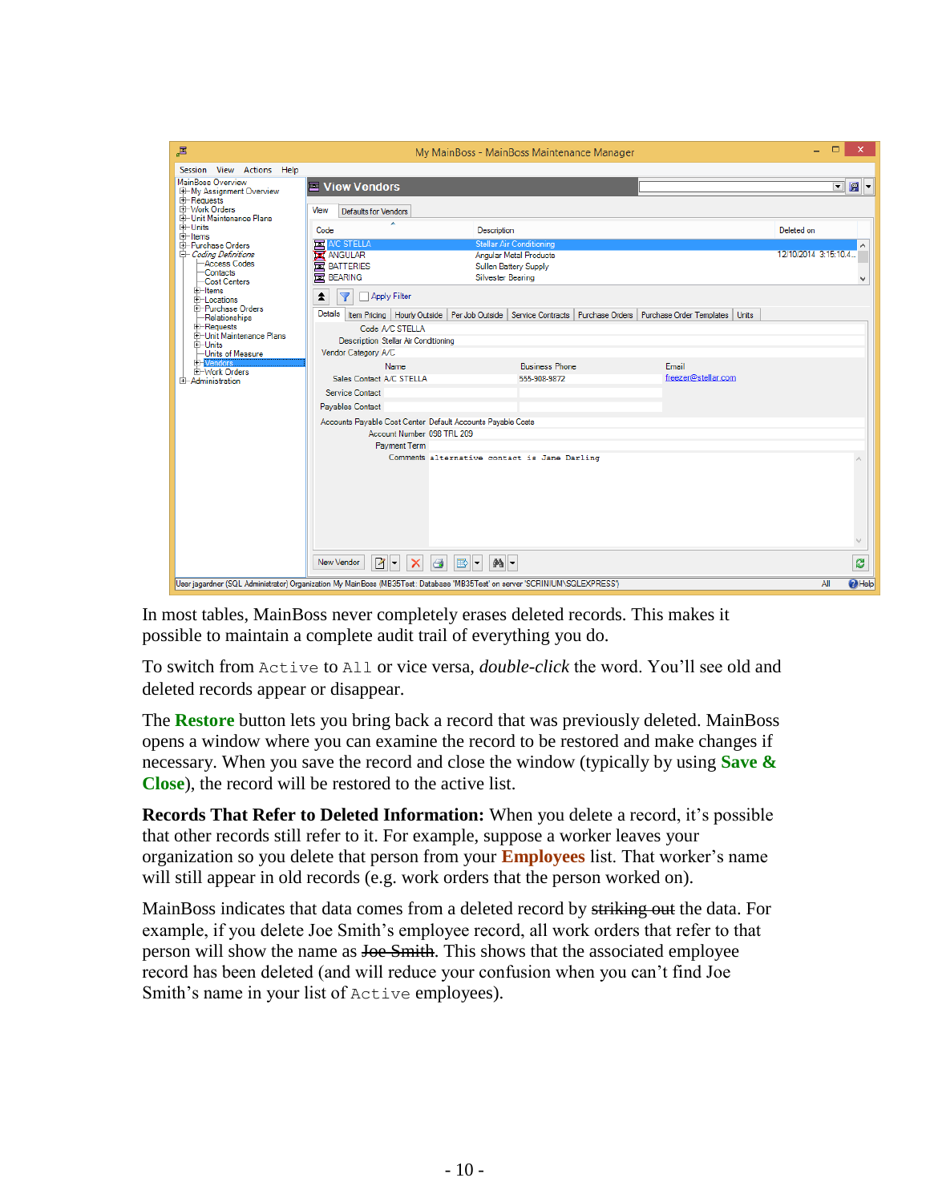In most tables, MainBoss never completely erases deleted records. This makes it possible to maintain a complete audit trail of everything you do.

To switch from `Active` to `All` or vice versa, *double-click* the word. You'll see old and deleted records appear or disappear.

The **Restore** button lets you bring back a record that was previously deleted. MainBoss opens a window where you can examine the record to be restored and make changes if necessary. When you save the record and close the window (typically by using **Save & Close**), the record will be restored to the active list.

**Records That Refer to Deleted Information:** When you delete a record, it's possible that other records still refer to it. For example, suppose a worker leaves your organization so you delete that person from your **Employees** list. That worker's name will still appear in old records (e.g. work orders that the person worked on).

MainBoss indicates that data comes from a deleted record by ~~striking out~~ the data. For example, if you delete Joe Smith's employee record, all work orders that refer to that person will show the name as ~~Joe Smith~~. This shows that the associated employee record has been deleted (and will reduce your confusion when you can't find Joe Smith's name in your list of `Active` employees).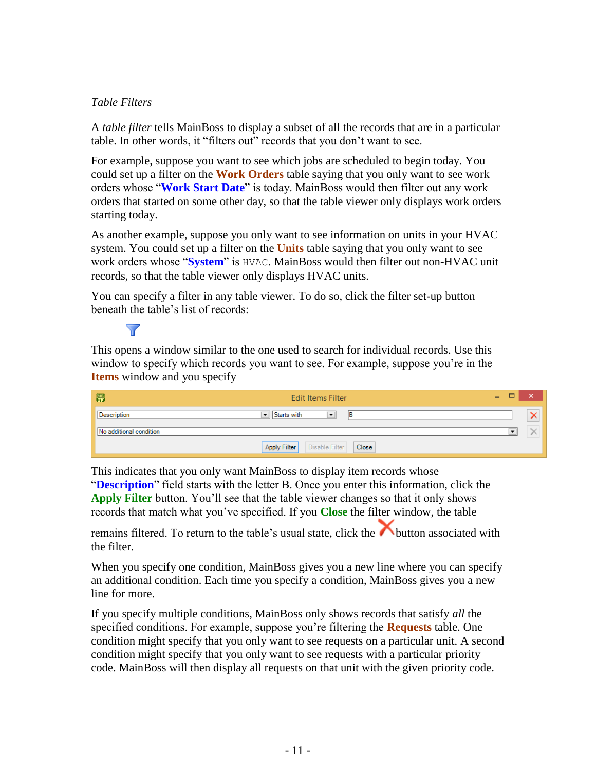*Table Filters*

A *table filter* tells MainBoss to display a subset of all the records that are in a particular table. In other words, it "filters out" records that you don't want to see.

For example, suppose you want to see which jobs are scheduled to begin today. You could set up a filter on the **Work Orders** table saying that you only want to see work orders whose "**Work Start Date**" is today. MainBoss would then filter out any work orders that started on some other day, so that the table viewer only displays work orders starting today.

As another example, suppose you only want to see information on units in your HVAC system. You could set up a filter on the **Units** table saying that you only want to see work orders whose "**System**" is `HVAC`. MainBoss would then filter out non-HVAC unit records, so that the table viewer only displays HVAC units.

You can specify a filter in any table viewer. To do so, click the filter set-up button beneath the table's list of records:

This opens a window similar to the one used to search for individual records. Use this window to specify which records you want to see. For example, suppose you're in the **Items** window and you specify

This indicates that you only want MainBoss to display item records whose "**Description**" field starts with the letter B. Once you enter this information, click the **Apply Filter** button. You'll see that the table viewer changes so that it only shows records that match what you've specified. If you **Close** the filter window, the table remains filtered. To return to the table's usual state, click the button associated with the filter.

When you specify one condition, MainBoss gives you a new line where you can specify an additional condition. Each time you specify a condition, MainBoss gives you a new line for more.

If you specify multiple conditions, MainBoss only shows records that satisfy *all* the specified conditions. For example, suppose you're filtering the **Requests** table. One condition might specify that you only want to see requests on a particular unit. A second condition might specify that you only want to see requests with a particular priority code. MainBoss will then display all requests on that unit with the given priority code.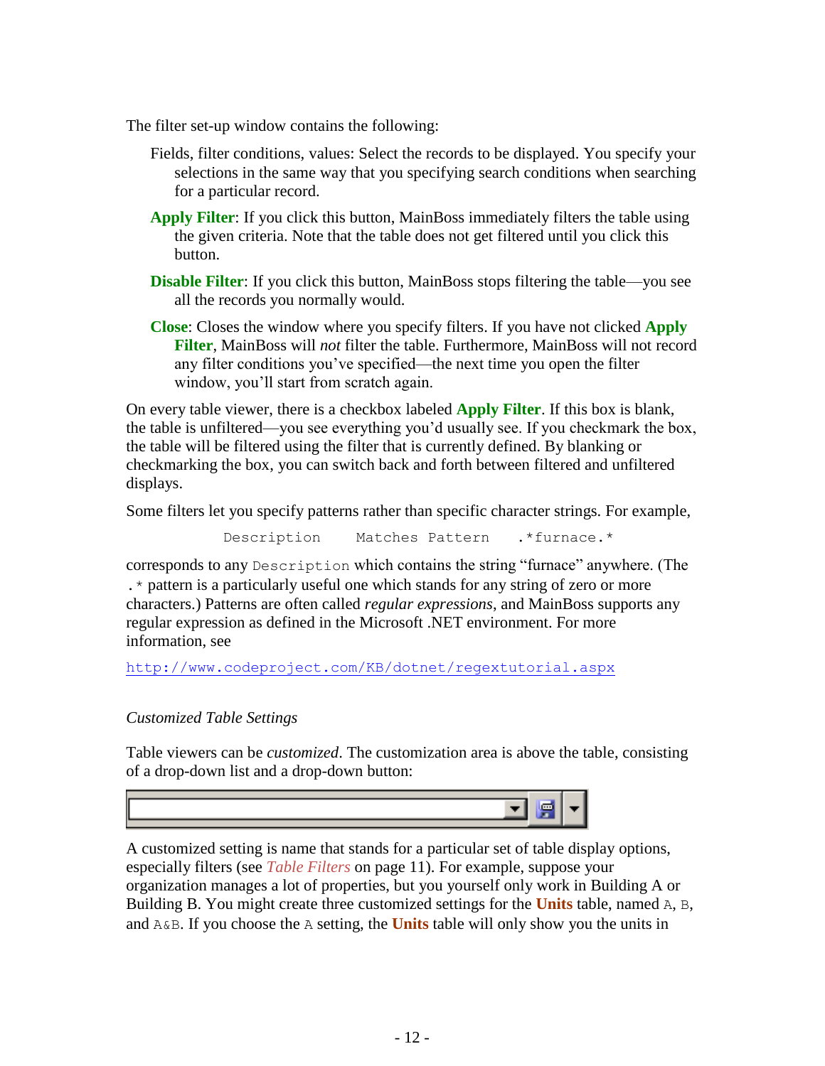The filter set-up window contains the following:

Fields, filter conditions, values: Select the records to be displayed. You specify your selections in the same way that you specifying search conditions when searching for a particular record.

**Apply Filter**: If you click this button, MainBoss immediately filters the table using the given criteria. Note that the table does not get filtered until you click this button.

**Disable Filter**: If you click this button, MainBoss stops filtering the table—you see all the records you normally would.

**Close**: Closes the window where you specify filters. If you have not clicked **Apply Filter**, MainBoss will *not* filter the table. Furthermore, MainBoss will not record any filter conditions you've specified—the next time you open the filter window, you'll start from scratch again.

On every table viewer, there is a checkbox labeled **Apply Filter**. If this box is blank, the table is unfiltered—you see everything you'd usually see. If you checkmark the box, the table will be filtered using the filter that is currently defined. By blanking or checkmarking the box, you can switch back and forth between filtered and unfiltered displays.

Some filters let you specify patterns rather than specific character strings. For example,

```
Description    Matches Pattern    .*furnace.*
```

corresponds to any `Description` which contains the string "furnace" anywhere. (The `.*` pattern is a particularly useful one which stands for any string of zero or more characters.) Patterns are often called *regular expressions*, and MainBoss supports any regular expression as defined in the Microsoft .NET environment. For more information, see

http://www.codeproject.com/KB/dotnet/regextutorial.aspx

*Customized Table Settings*

Table viewers can be *customized*. The customization area is above the table, consisting of a drop-down list and a drop-down button:

A customized setting is name that stands for a particular set of table display options, especially filters (see *Table Filters* on page 11). For example, suppose your organization manages a lot of properties, but you yourself only work in Building A or Building B. You might create three customized settings for the **Units** table, named `A`, `B`, and `A&B`. If you choose the `A` setting, the **Units** table will only show you the units in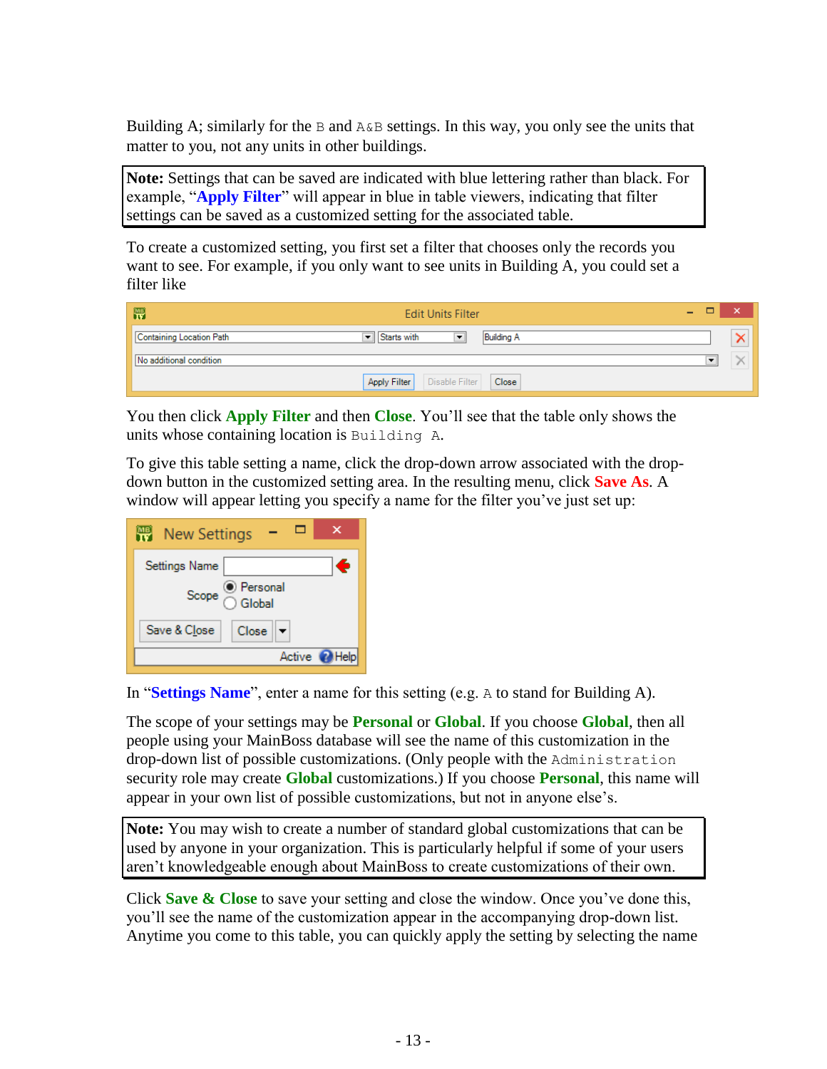Building A; similarly for the `B` and `A&B` settings. In this way, you only see the units that matter to you, not any units in other buildings.

> **Note:** Settings that can be saved are indicated with blue lettering rather than black. For example, "**Apply Filter**" will appear in blue in table viewers, indicating that filter settings can be saved as a customized setting for the associated table.

To create a customized setting, you first set a filter that chooses only the records you want to see. For example, if you only want to see units in Building A, you could set a filter like

You then click **Apply Filter** and then **Close**. You'll see that the table only shows the units whose containing location is `Building A`.

To give this table setting a name, click the drop-down arrow associated with the drop-down button in the customized setting area. In the resulting menu, click **Save As**. A window will appear letting you specify a name for the filter you've just set up:

In "**Settings Name**", enter a name for this setting (e.g. `A` to stand for Building A).

The scope of your settings may be **Personal** or **Global**. If you choose **Global**, then all people using your MainBoss database will see the name of this customization in the drop-down list of possible customizations. (Only people with the `Administration` security role may create **Global** customizations.) If you choose **Personal**, this name will appear in your own list of possible customizations, but not in anyone else's.

> **Note:** You may wish to create a number of standard global customizations that can be used by anyone in your organization. This is particularly helpful if some of your users aren't knowledgeable enough about MainBoss to create customizations of their own.

Click **Save & Close** to save your setting and close the window. Once you've done this, you'll see the name of the customization appear in the accompanying drop-down list. Anytime you come to this table, you can quickly apply the setting by selecting the name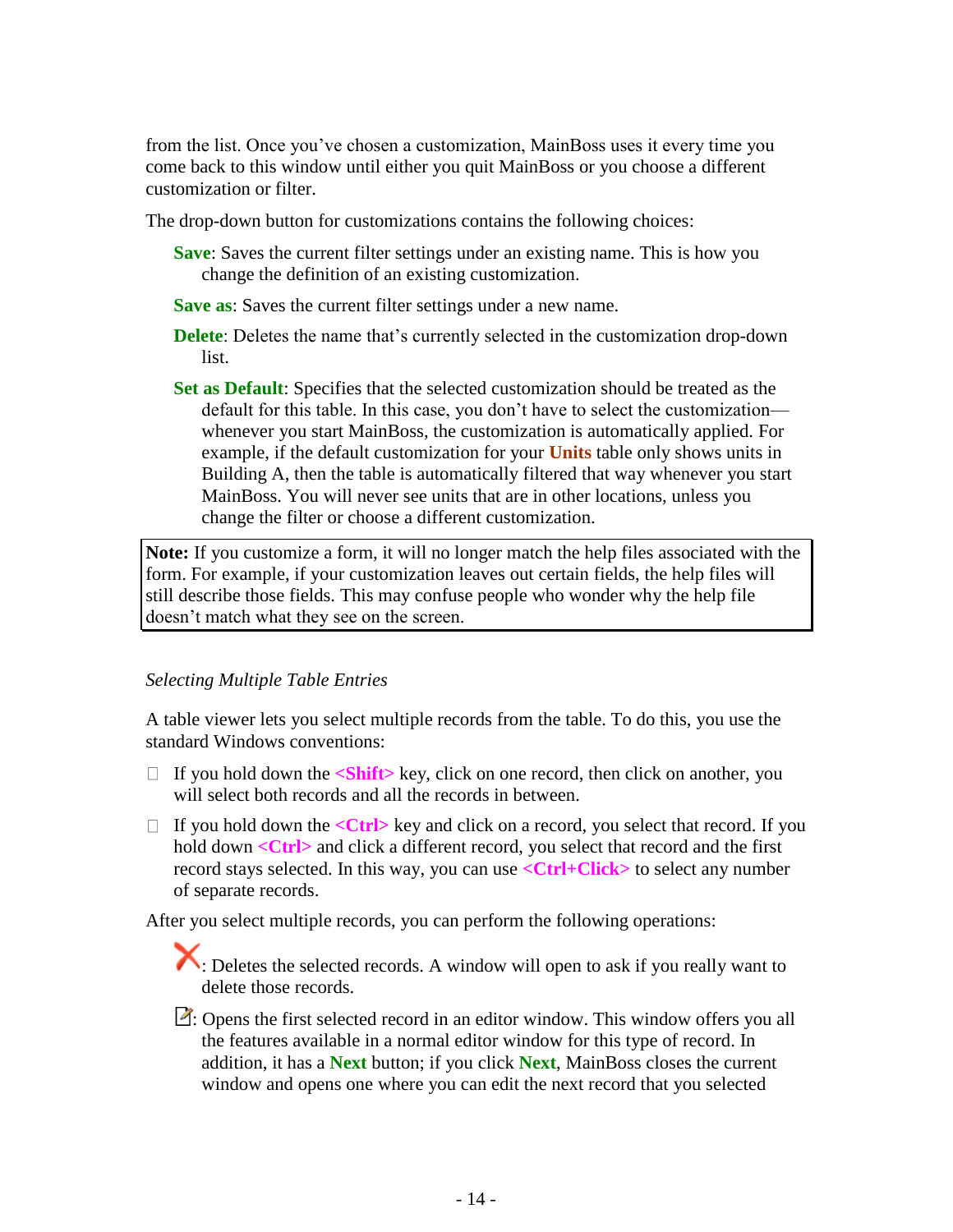from the list. Once you've chosen a customization, MainBoss uses it every time you come back to this window until either you quit MainBoss or you choose a different customization or filter.

The drop-down button for customizations contains the following choices:

**Save**: Saves the current filter settings under an existing name. This is how you change the definition of an existing customization.

**Save as**: Saves the current filter settings under a new name.

**Delete**: Deletes the name that's currently selected in the customization drop-down list.

**Set as Default**: Specifies that the selected customization should be treated as the default for this table. In this case, you don't have to select the customization—whenever you start MainBoss, the customization is automatically applied. For example, if the default customization for your **Units** table only shows units in Building A, then the table is automatically filtered that way whenever you start MainBoss. You will never see units that are in other locations, unless you change the filter or choose a different customization.

> **Note:** If you customize a form, it will no longer match the help files associated with the form. For example, if your customization leaves out certain fields, the help files will still describe those fields. This may confuse people who wonder why the help file doesn't match what they see on the screen.

*Selecting Multiple Table Entries*

A table viewer lets you select multiple records from the table. To do this, you use the standard Windows conventions:

- If you hold down the **<Shift>** key, click on one record, then click on another, you will select both records and all the records in between.
- If you hold down the **<Ctrl>** key and click on a record, you select that record. If you hold down **<Ctrl>** and click a different record, you select that record and the first record stays selected. In this way, you can use **<Ctrl+Click>** to select any number of separate records.

After you select multiple records, you can perform the following operations:

✕: Deletes the selected records. A window will open to ask if you really want to delete those records.

✎: Opens the first selected record in an editor window. This window offers you all the features available in a normal editor window for this type of record. In addition, it has a **Next** button; if you click **Next**, MainBoss closes the current window and opens one where you can edit the next record that you selected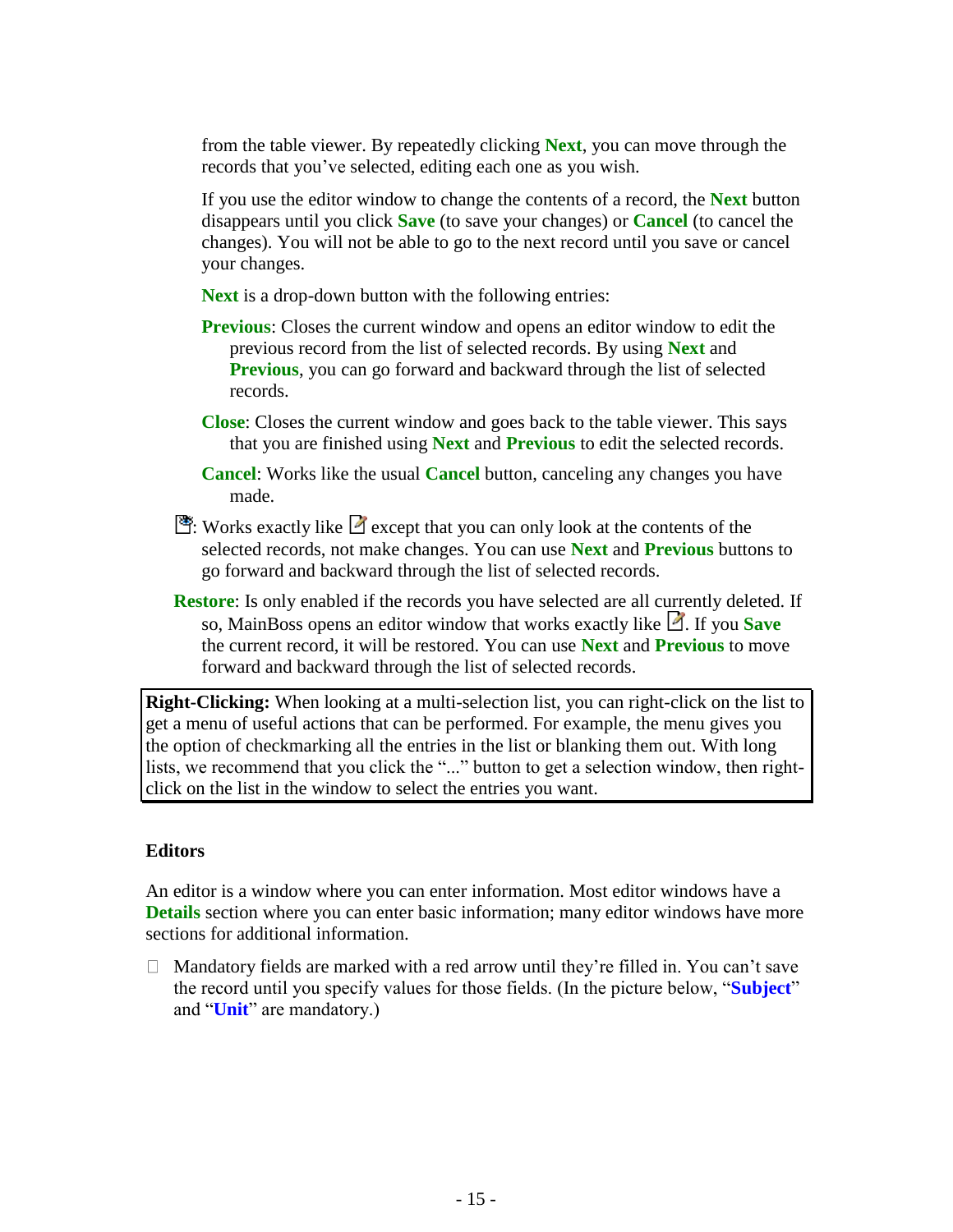from the table viewer. By repeatedly clicking **Next**, you can move through the records that you've selected, editing each one as you wish.

If you use the editor window to change the contents of a record, the **Next** button disappears until you click **Save** (to save your changes) or **Cancel** (to cancel the changes). You will not be able to go to the next record until you save or cancel your changes.

**Next** is a drop-down button with the following entries:

**Previous**: Closes the current window and opens an editor window to edit the previous record from the list of selected records. By using **Next** and **Previous**, you can go forward and backward through the list of selected records.

**Close**: Closes the current window and goes back to the table viewer. This says that you are finished using **Next** and **Previous** to edit the selected records.

**Cancel**: Works like the usual **Cancel** button, canceling any changes you have made.

: Works exactly like  except that you can only look at the contents of the selected records, not make changes. You can use **Next** and **Previous** buttons to go forward and backward through the list of selected records.

**Restore**: Is only enabled if the records you have selected are all currently deleted. If so, MainBoss opens an editor window that works exactly like . If you **Save** the current record, it will be restored. You can use **Next** and **Previous** to move forward and backward through the list of selected records.

**Right-Clicking:** When looking at a multi-selection list, you can right-click on the list to get a menu of useful actions that can be performed. For example, the menu gives you the option of checkmarking all the entries in the list or blanking them out. With long lists, we recommend that you click the "..." button to get a selection window, then right-click on the list in the window to select the entries you want.

## Editors

An editor is a window where you can enter information. Most editor windows have a **Details** section where you can enter basic information; many editor windows have more sections for additional information.

- Mandatory fields are marked with a red arrow until they're filled in. You can't save the record until you specify values for those fields. (In the picture below, "**Subject**" and "**Unit**" are mandatory.)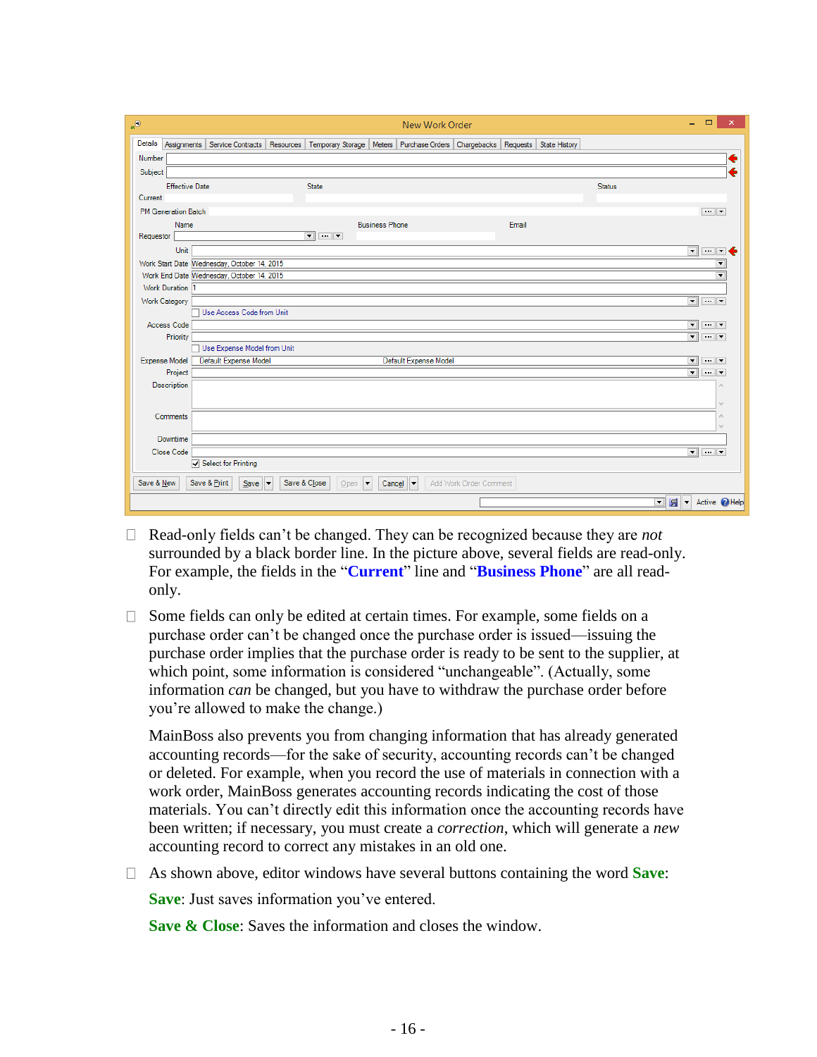- Read-only fields can't be changed. They can be recognized because they are *not* surrounded by a black border line. In the picture above, several fields are read-only. For example, the fields in the "**Current**" line and "**Business Phone**" are all read-only.
- Some fields can only be edited at certain times. For example, some fields on a purchase order can't be changed once the purchase order is issued—issuing the purchase order implies that the purchase order is ready to be sent to the supplier, at which point, some information is considered "unchangeable". (Actually, some information *can* be changed, but you have to withdraw the purchase order before you're allowed to make the change.)

  MainBoss also prevents you from changing information that has already generated accounting records—for the sake of security, accounting records can't be changed or deleted. For example, when you record the use of materials in connection with a work order, MainBoss generates accounting records indicating the cost of those materials. You can't directly edit this information once the accounting records have been written; if necessary, you must create a *correction*, which will generate a *new* accounting record to correct any mistakes in an old one.
- As shown above, editor windows have several buttons containing the word **Save**:

  **Save**: Just saves information you've entered.

  **Save & Close**: Saves the information and closes the window.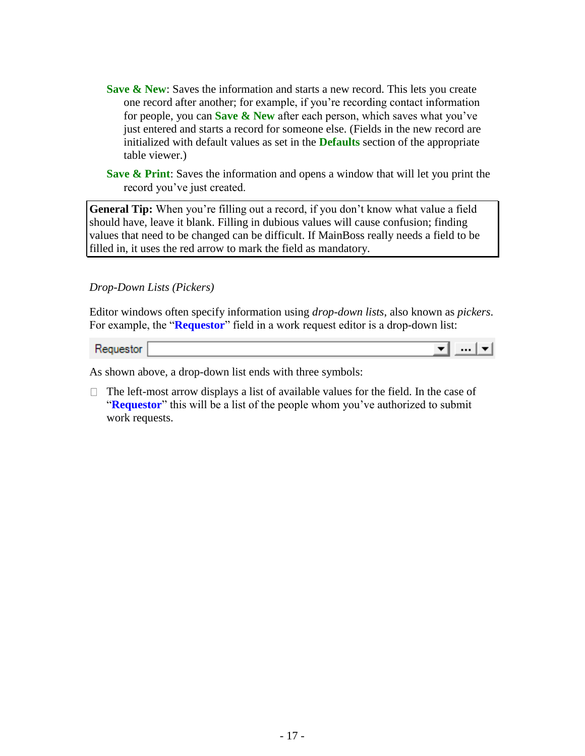**Save & New**: Saves the information and starts a new record. This lets you create one record after another; for example, if you're recording contact information for people, you can **Save & New** after each person, which saves what you've just entered and starts a record for someone else. (Fields in the new record are initialized with default values as set in the **Defaults** section of the appropriate table viewer.)

**Save & Print**: Saves the information and opens a window that will let you print the record you've just created.

> **General Tip:** When you're filling out a record, if you don't know what value a field should have, leave it blank. Filling in dubious values will cause confusion; finding values that need to be changed can be difficult. If MainBoss really needs a field to be filled in, it uses the red arrow to mark the field as mandatory.

*Drop-Down Lists (Pickers)*

Editor windows often specify information using *drop-down lists*, also known as *pickers*. For example, the "**Requestor**" field in a work request editor is a drop-down list:

Requestor

As shown above, a drop-down list ends with three symbols:

- The left-most arrow displays a list of available values for the field. In the case of "**Requestor**" this will be a list of the people whom you've authorized to submit work requests.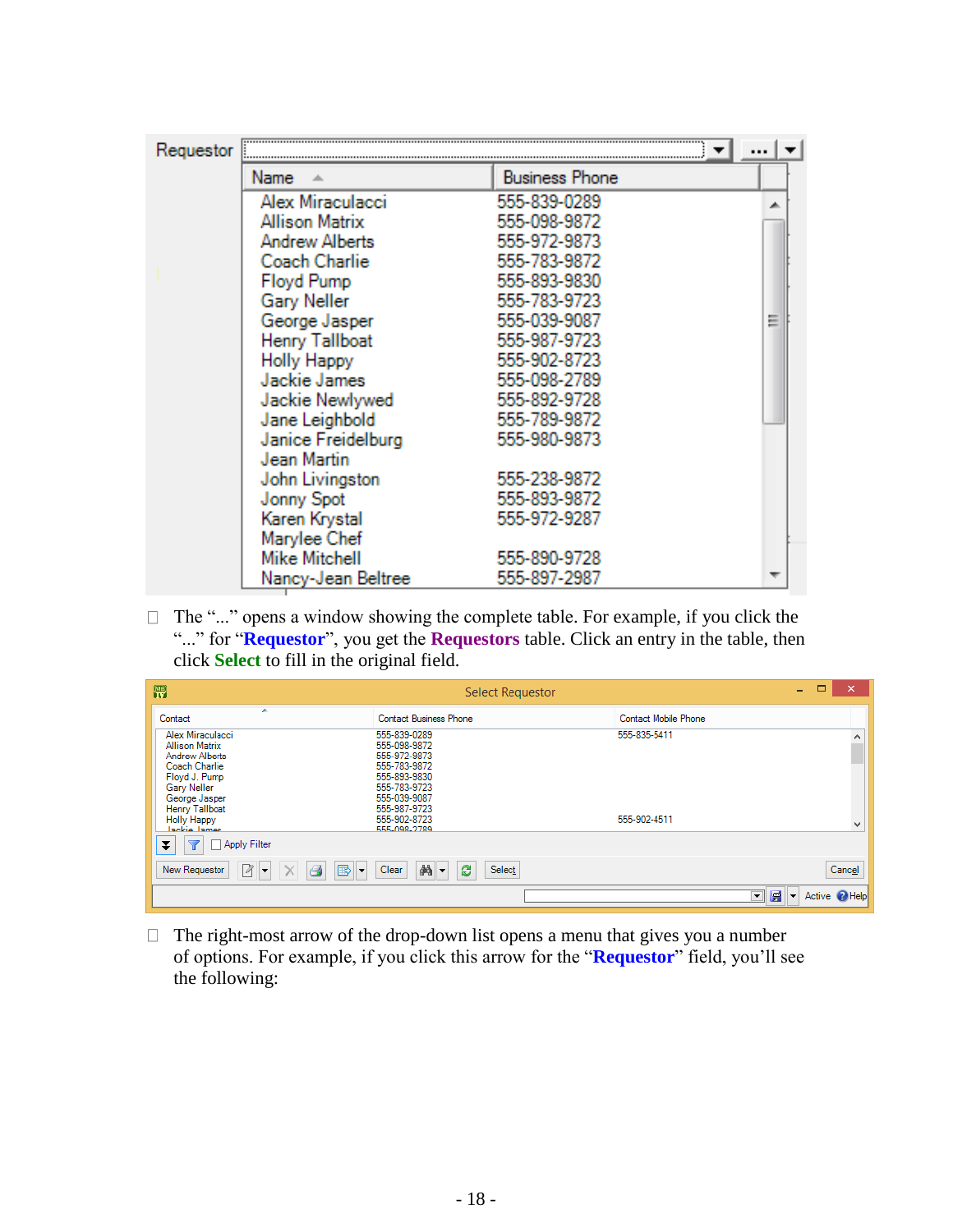| Name | Business Phone |
|---|---|
| Alex Miraculacci | 555-839-0289 |
| Allison Matrix | 555-098-9872 |
| Andrew Alberts | 555-972-9873 |
| Coach Charlie | 555-783-9872 |
| Floyd Pump | 555-893-9830 |
| Gary Neller | 555-783-9723 |
| George Jasper | 555-039-9087 |
| Henry Tallboat | 555-987-9723 |
| Holly Happy | 555-902-8723 |
| Jackie James | 555-098-2789 |
| Jackie Newlywed | 555-892-9728 |
| Jane Leighbold | 555-789-9872 |
| Janice Freidelburg | 555-980-9873 |
| Jean Martin | |
| John Livingston | 555-238-9872 |
| Jonny Spot | 555-893-9872 |
| Karen Krystal | 555-972-9287 |
| Marylee Chef | |
| Mike Mitchell | 555-890-9728 |
| Nancy-Jean Beltree | 555-897-2987 |

- The "..." opens a window showing the complete table. For example, if you click the "..." for "**Requestor**", you get the **Requestors** table. Click an entry in the table, then click **Select** to fill in the original field.

Select Requestor

| Contact | Contact Business Phone | Contact Mobile Phone |
|---|---|---|
| Alex Miraculacci | 555-839-0289 | 555-835-5411 |
| Allison Matrix | 555-098-9872 | |
| Andrew Alberts | 555-972-9873 | |
| Coach Charlie | 555-783-9872 | |
| Floyd J. Pump | 555-893-9830 | |
| Gary Neller | 555-783-9723 | |
| George Jasper | 555-039-9087 | |
| Henry Tallboat | 555-987-9723 | |
| Holly Happy | 555-902-8723 | 555-902-4511 |
| Jackie James | 555-098-2789 | |

Apply Filter

New Requestor | Clear | Select | Cancel

Active | Help

- The right-most arrow of the drop-down list opens a menu that gives you a number of options. For example, if you click this arrow for the "**Requestor**" field, you'll see the following: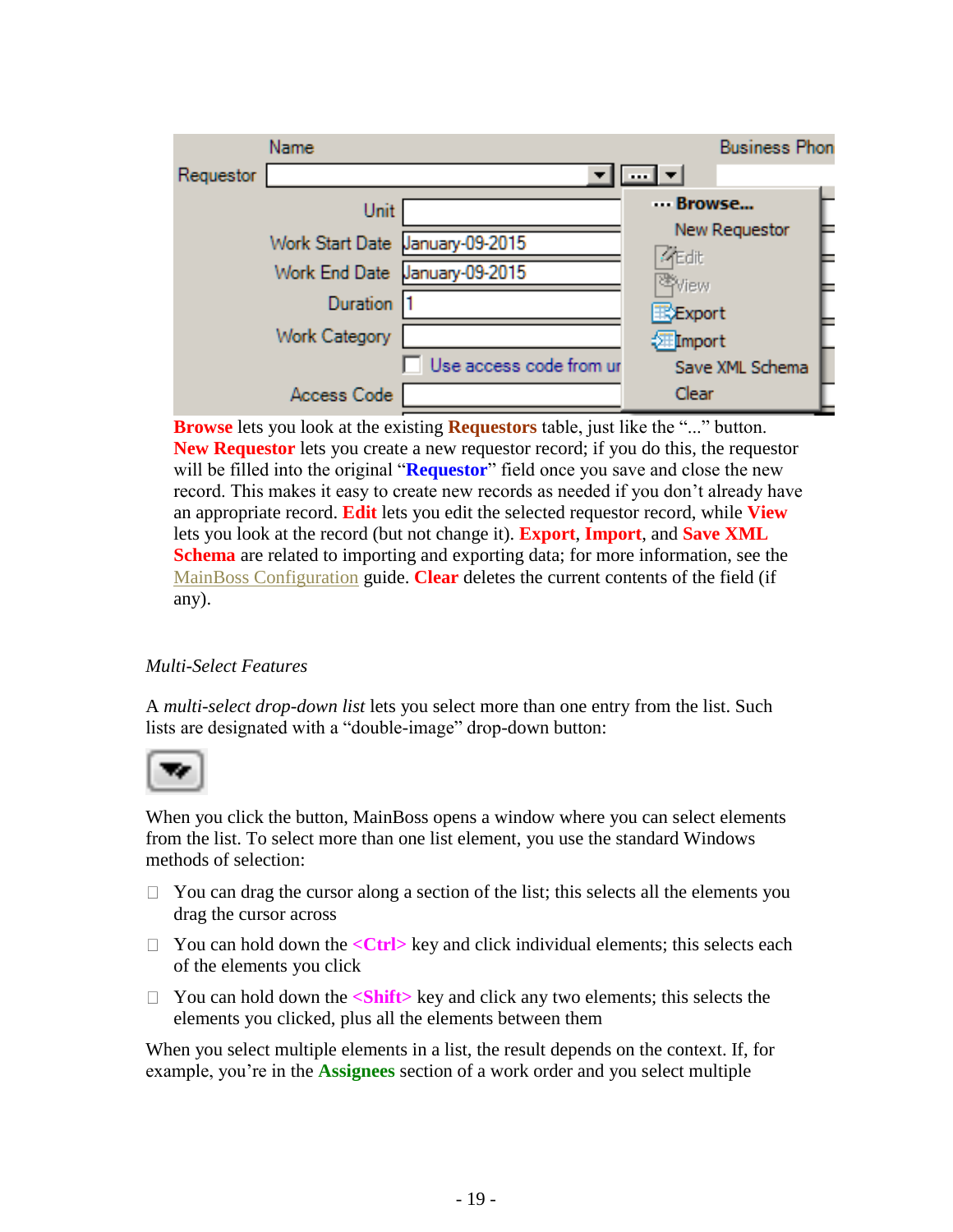**Browse** lets you look at the existing **Requestors** table, just like the "..." button. **New Requestor** lets you create a new requestor record; if you do this, the requestor will be filled into the original "**Requestor**" field once you save and close the new record. This makes it easy to create new records as needed if you don't already have an appropriate record. **Edit** lets you edit the selected requestor record, while **View** lets you look at the record (but not change it). **Export**, **Import**, and **Save XML Schema** are related to importing and exporting data; for more information, see the MainBoss Configuration guide. **Clear** deletes the current contents of the field (if any).

*Multi-Select Features*

A *multi-select drop-down list* lets you select more than one entry from the list. Such lists are designated with a "double-image" drop-down button:

When you click the button, MainBoss opens a window where you can select elements from the list. To select more than one list element, you use the standard Windows methods of selection:

- You can drag the cursor along a section of the list; this selects all the elements you drag the cursor across
- You can hold down the **<Ctrl>** key and click individual elements; this selects each of the elements you click
- You can hold down the **<Shift>** key and click any two elements; this selects the elements you clicked, plus all the elements between them

When you select multiple elements in a list, the result depends on the context. If, for example, you're in the **Assignees** section of a work order and you select multiple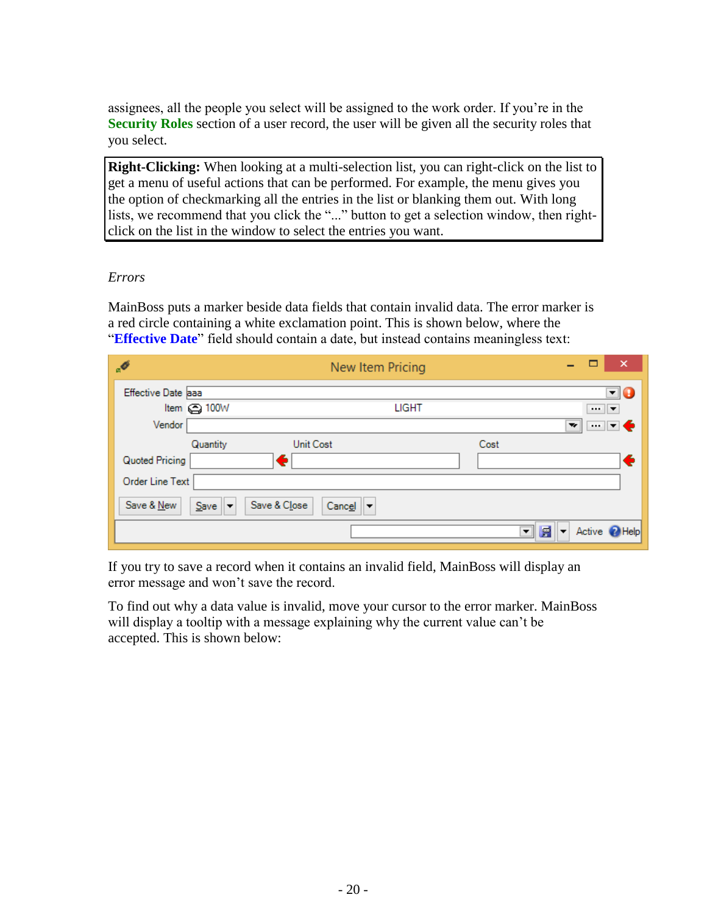assignees, all the people you select will be assigned to the work order. If you're in the **Security Roles** section of a user record, the user will be given all the security roles that you select.

> **Right-Clicking:** When looking at a multi-selection list, you can right-click on the list to get a menu of useful actions that can be performed. For example, the menu gives you the option of checkmarking all the entries in the list or blanking them out. With long lists, we recommend that you click the "..." button to get a selection window, then right-click on the list in the window to select the entries you want.

*Errors*

MainBoss puts a marker beside data fields that contain invalid data. The error marker is a red circle containing a white exclamation point. This is shown below, where the "**Effective Date**" field should contain a date, but instead contains meaningless text:

If you try to save a record when it contains an invalid field, MainBoss will display an error message and won't save the record.

To find out why a data value is invalid, move your cursor to the error marker. MainBoss will display a tooltip with a message explaining why the current value can't be accepted. This is shown below: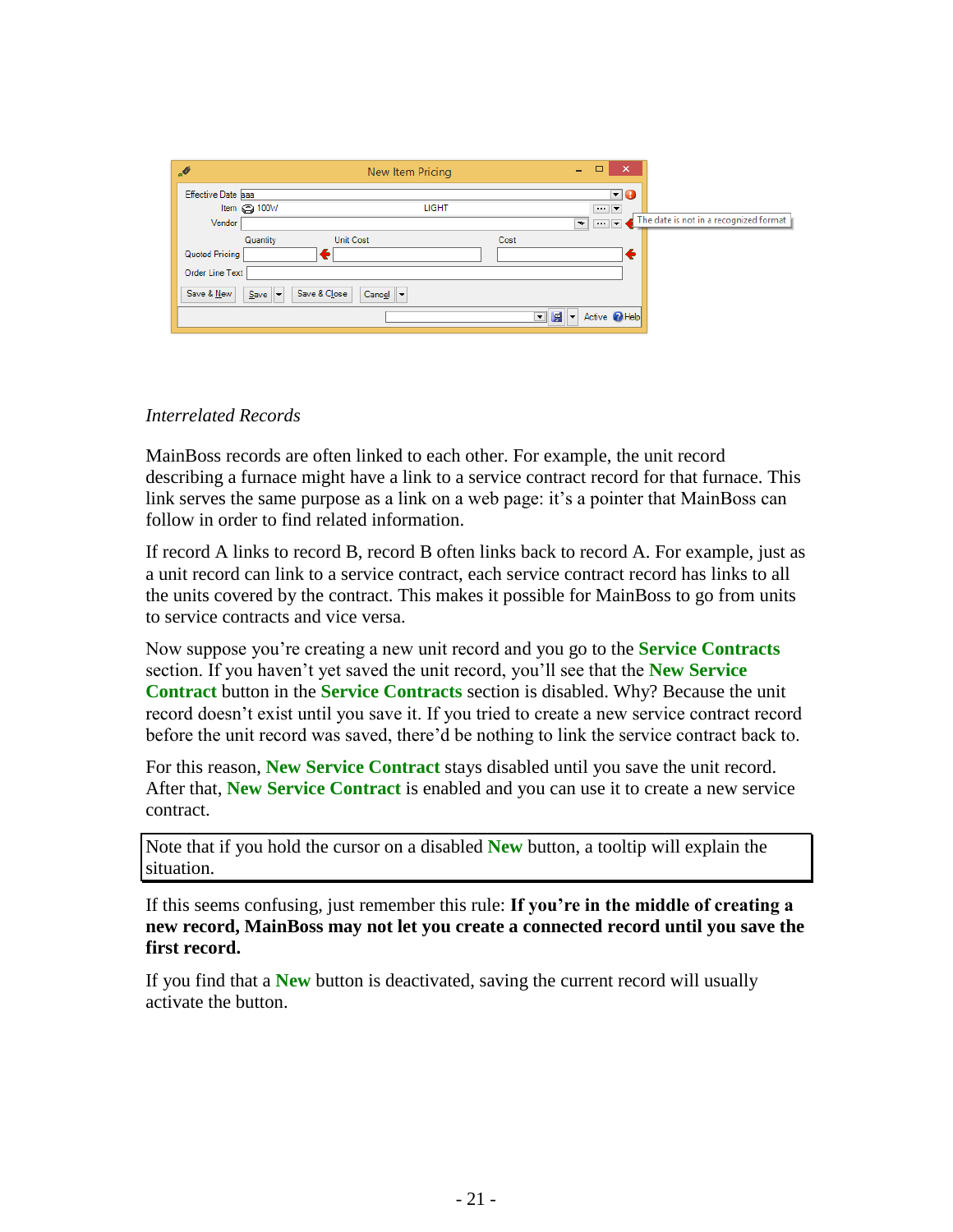*Interrelated Records*

MainBoss records are often linked to each other. For example, the unit record describing a furnace might have a link to a service contract record for that furnace. This link serves the same purpose as a link on a web page: it's a pointer that MainBoss can follow in order to find related information.

If record A links to record B, record B often links back to record A. For example, just as a unit record can link to a service contract, each service contract record has links to all the units covered by the contract. This makes it possible for MainBoss to go from units to service contracts and vice versa.

Now suppose you're creating a new unit record and you go to the **Service Contracts** section. If you haven't yet saved the unit record, you'll see that the **New Service Contract** button in the **Service Contracts** section is disabled. Why? Because the unit record doesn't exist until you save it. If you tried to create a new service contract record before the unit record was saved, there'd be nothing to link the service contract back to.

For this reason, **New Service Contract** stays disabled until you save the unit record. After that, **New Service Contract** is enabled and you can use it to create a new service contract.

> Note that if you hold the cursor on a disabled **New** button, a tooltip will explain the situation.

If this seems confusing, just remember this rule: **If you're in the middle of creating a new record, MainBoss may not let you create a connected record until you save the first record.**

If you find that a **New** button is deactivated, saving the current record will usually activate the button.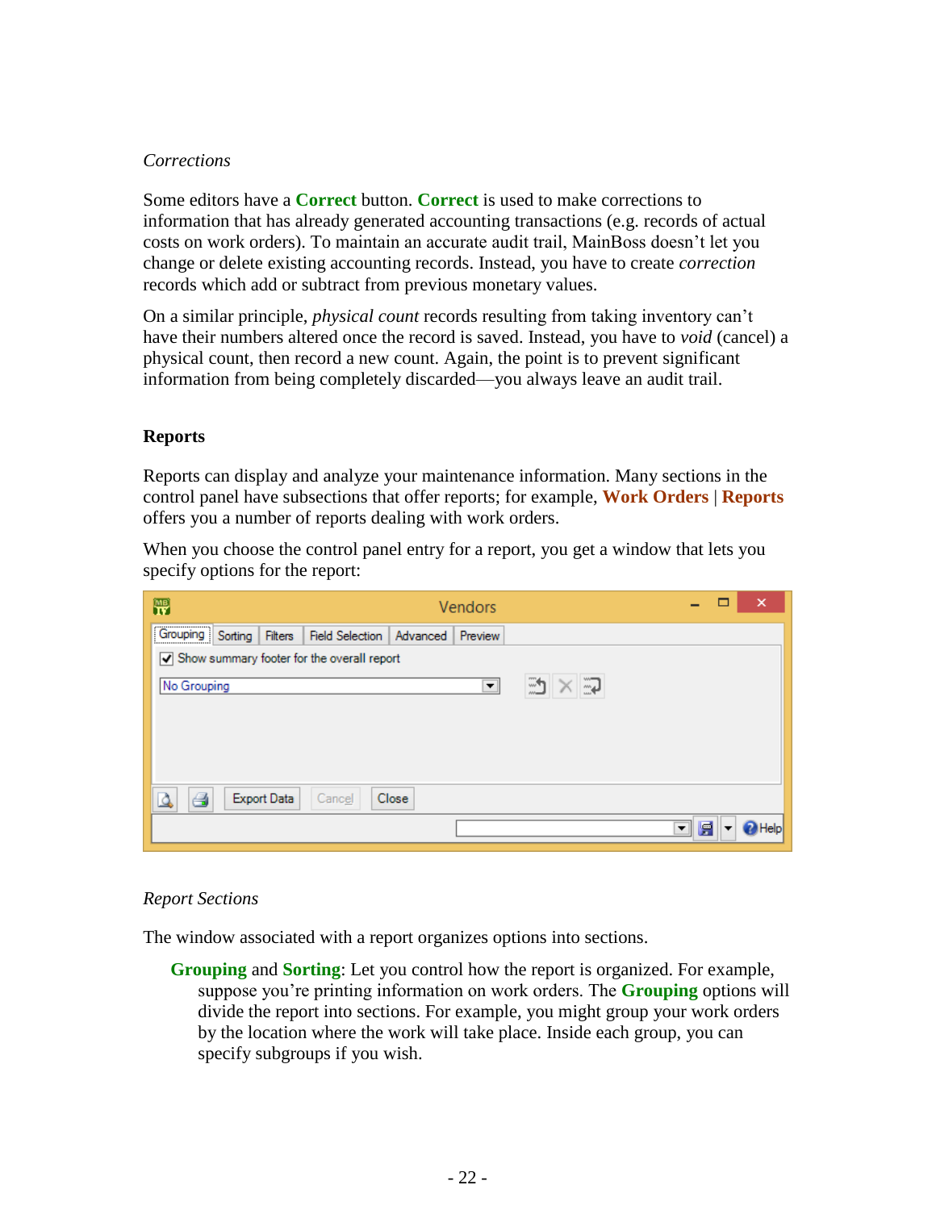*Corrections*

Some editors have a **Correct** button. **Correct** is used to make corrections to information that has already generated accounting transactions (e.g. records of actual costs on work orders). To maintain an accurate audit trail, MainBoss doesn't let you change or delete existing accounting records. Instead, you have to create *correction* records which add or subtract from previous monetary values.

On a similar principle, *physical count* records resulting from taking inventory can't have their numbers altered once the record is saved. Instead, you have to *void* (cancel) a physical count, then record a new count. Again, the point is to prevent significant information from being completely discarded—you always leave an audit trail.

### Reports

Reports can display and analyze your maintenance information. Many sections in the control panel have subsections that offer reports; for example, **Work Orders** | **Reports** offers you a number of reports dealing with work orders.

When you choose the control panel entry for a report, you get a window that lets you specify options for the report:

*Report Sections*

The window associated with a report organizes options into sections.

**Grouping** and **Sorting**: Let you control how the report is organized. For example, suppose you're printing information on work orders. The **Grouping** options will divide the report into sections. For example, you might group your work orders by the location where the work will take place. Inside each group, you can specify subgroups if you wish.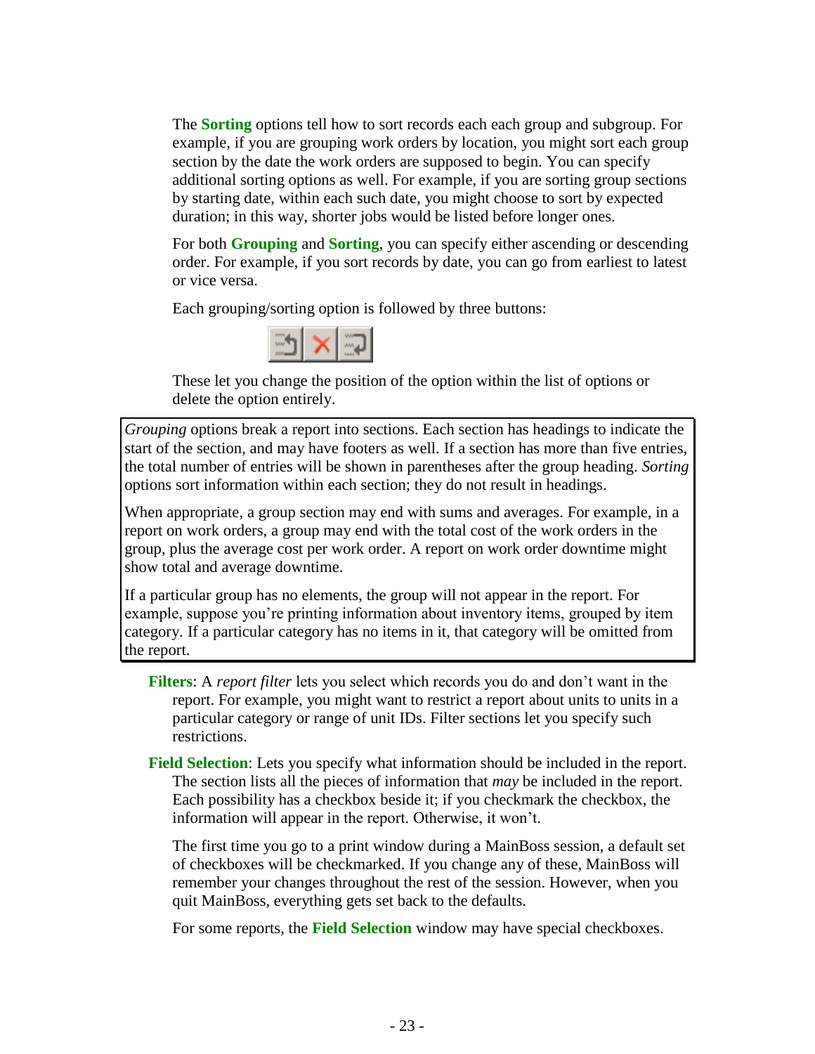The **Sorting** options tell how to sort records each each group and subgroup. For example, if you are grouping work orders by location, you might sort each group section by the date the work orders are supposed to begin. You can specify additional sorting options as well. For example, if you are sorting group sections by starting date, within each such date, you might choose to sort by expected duration; in this way, shorter jobs would be listed before longer ones.

For both **Grouping** and **Sorting**, you can specify either ascending or descending order. For example, if you sort records by date, you can go from earliest to latest or vice versa.

Each grouping/sorting option is followed by three buttons:

These let you change the position of the option within the list of options or delete the option entirely.

> *Grouping* options break a report into sections. Each section has headings to indicate the start of the section, and may have footers as well. If a section has more than five entries, the total number of entries will be shown in parentheses after the group heading. *Sorting* options sort information within each section; they do not result in headings.
>
> When appropriate, a group section may end with sums and averages. For example, in a report on work orders, a group may end with the total cost of the work orders in the group, plus the average cost per work order. A report on work order downtime might show total and average downtime.
>
> If a particular group has no elements, the group will not appear in the report. For example, suppose you're printing information about inventory items, grouped by item category. If a particular category has no items in it, that category will be omitted from the report.

**Filters**: A *report filter* lets you select which records you do and don't want in the report. For example, you might want to restrict a report about units to units in a particular category or range of unit IDs. Filter sections let you specify such restrictions.

**Field Selection**: Lets you specify what information should be included in the report. The section lists all the pieces of information that *may* be included in the report. Each possibility has a checkbox beside it; if you checkmark the checkbox, the information will appear in the report. Otherwise, it won't.

The first time you go to a print window during a MainBoss session, a default set of checkboxes will be checkmarked. If you change any of these, MainBoss will remember your changes throughout the rest of the session. However, when you quit MainBoss, everything gets set back to the defaults.

For some reports, the **Field Selection** window may have special checkboxes.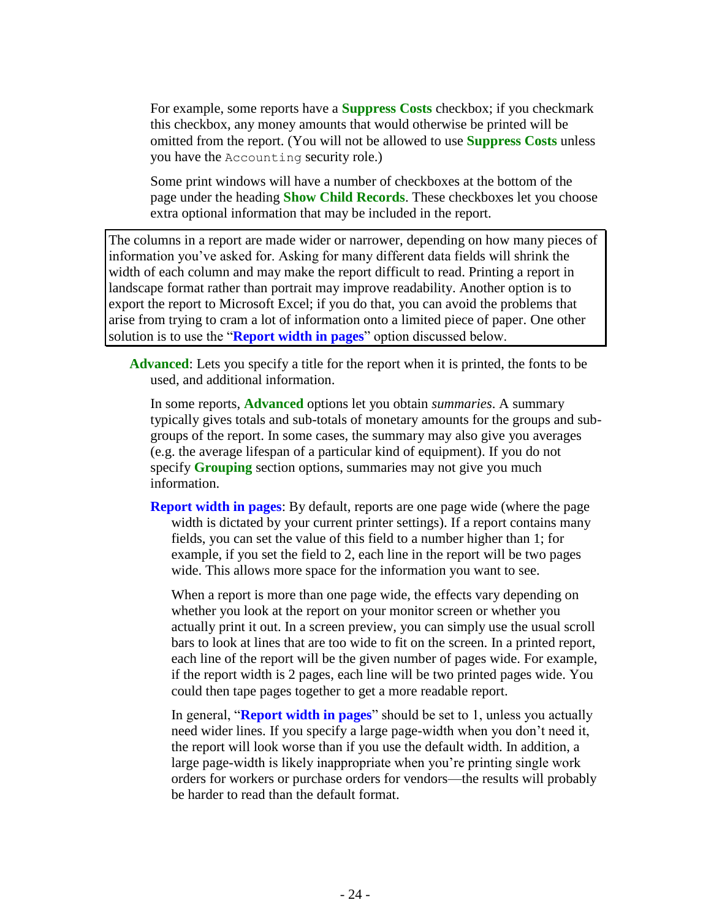For example, some reports have a **Suppress Costs** checkbox; if you checkmark this checkbox, any money amounts that would otherwise be printed will be omitted from the report. (You will not be allowed to use **Suppress Costs** unless you have the `Accounting` security role.)

Some print windows will have a number of checkboxes at the bottom of the page under the heading **Show Child Records**. These checkboxes let you choose extra optional information that may be included in the report.

> The columns in a report are made wider or narrower, depending on how many pieces of information you've asked for. Asking for many different data fields will shrink the width of each column and may make the report difficult to read. Printing a report in landscape format rather than portrait may improve readability. Another option is to export the report to Microsoft Excel; if you do that, you can avoid the problems that arise from trying to cram a lot of information onto a limited piece of paper. One other solution is to use the "**Report width in pages**" option discussed below.

**Advanced**: Lets you specify a title for the report when it is printed, the fonts to be used, and additional information.

In some reports, **Advanced** options let you obtain *summaries*. A summary typically gives totals and sub-totals of monetary amounts for the groups and sub-groups of the report. In some cases, the summary may also give you averages (e.g. the average lifespan of a particular kind of equipment). If you do not specify **Grouping** section options, summaries may not give you much information.

**Report width in pages**: By default, reports are one page wide (where the page width is dictated by your current printer settings). If a report contains many fields, you can set the value of this field to a number higher than 1; for example, if you set the field to 2, each line in the report will be two pages wide. This allows more space for the information you want to see.

When a report is more than one page wide, the effects vary depending on whether you look at the report on your monitor screen or whether you actually print it out. In a screen preview, you can simply use the usual scroll bars to look at lines that are too wide to fit on the screen. In a printed report, each line of the report will be the given number of pages wide. For example, if the report width is 2 pages, each line will be two printed pages wide. You could then tape pages together to get a more readable report.

In general, "**Report width in pages**" should be set to 1, unless you actually need wider lines. If you specify a large page-width when you don't need it, the report will look worse than if you use the default width. In addition, a large page-width is likely inappropriate when you're printing single work orders for workers or purchase orders for vendors—the results will probably be harder to read than the default format.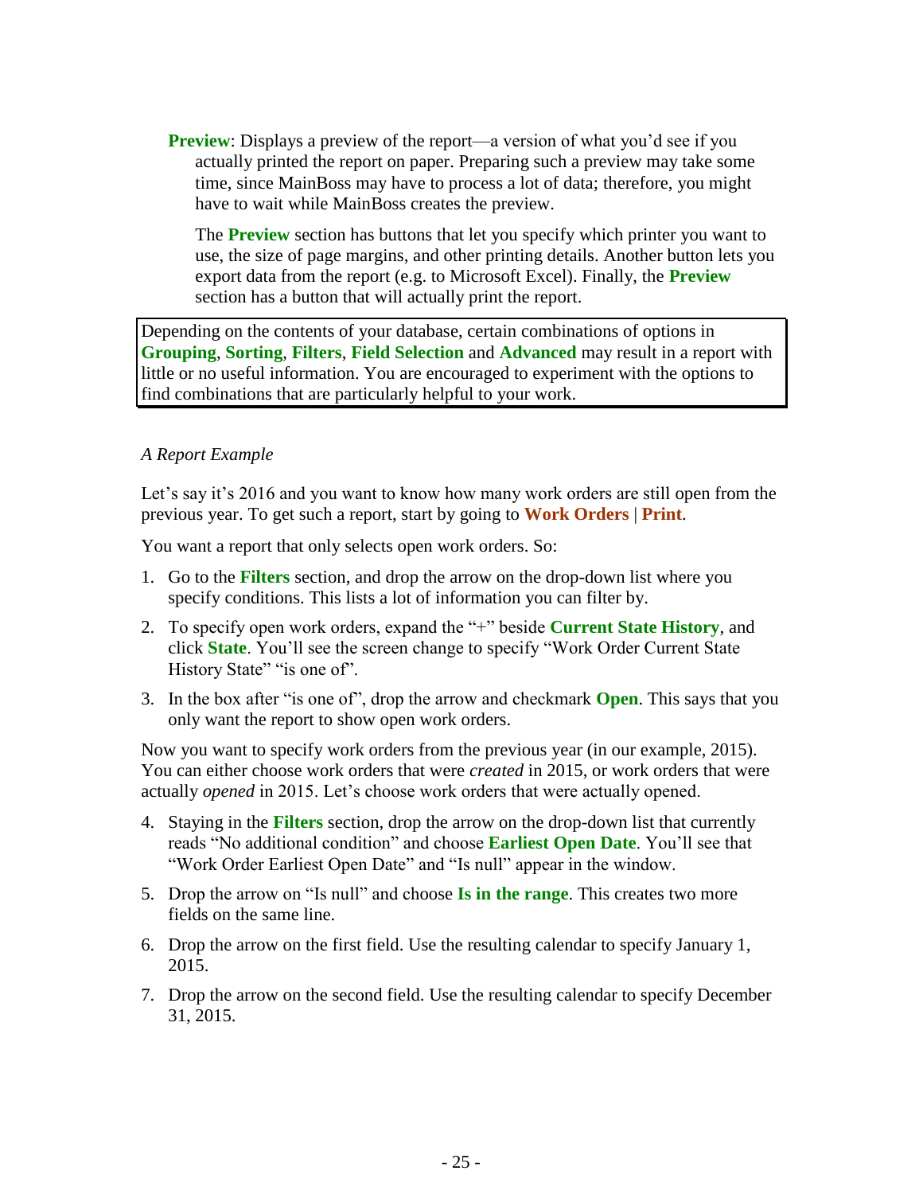**Preview**: Displays a preview of the report—a version of what you'd see if you actually printed the report on paper. Preparing such a preview may take some time, since MainBoss may have to process a lot of data; therefore, you might have to wait while MainBoss creates the preview.

The **Preview** section has buttons that let you specify which printer you want to use, the size of page margins, and other printing details. Another button lets you export data from the report (e.g. to Microsoft Excel). Finally, the **Preview** section has a button that will actually print the report.

> Depending on the contents of your database, certain combinations of options in **Grouping**, **Sorting**, **Filters**, **Field Selection** and **Advanced** may result in a report with little or no useful information. You are encouraged to experiment with the options to find combinations that are particularly helpful to your work.

*A Report Example*

Let's say it's 2016 and you want to know how many work orders are still open from the previous year. To get such a report, start by going to **Work Orders** | **Print**.

You want a report that only selects open work orders. So:

1. Go to the **Filters** section, and drop the arrow on the drop-down list where you specify conditions. This lists a lot of information you can filter by.
2. To specify open work orders, expand the "+" beside **Current State History**, and click **State**. You'll see the screen change to specify "Work Order Current State History State" "is one of".
3. In the box after "is one of", drop the arrow and checkmark **Open**. This says that you only want the report to show open work orders.

Now you want to specify work orders from the previous year (in our example, 2015). You can either choose work orders that were *created* in 2015, or work orders that were actually *opened* in 2015. Let's choose work orders that were actually opened.

4. Staying in the **Filters** section, drop the arrow on the drop-down list that currently reads "No additional condition" and choose **Earliest Open Date**. You'll see that "Work Order Earliest Open Date" and "Is null" appear in the window.
5. Drop the arrow on "Is null" and choose **Is in the range**. This creates two more fields on the same line.
6. Drop the arrow on the first field. Use the resulting calendar to specify January 1, 2015.
7. Drop the arrow on the second field. Use the resulting calendar to specify December 31, 2015.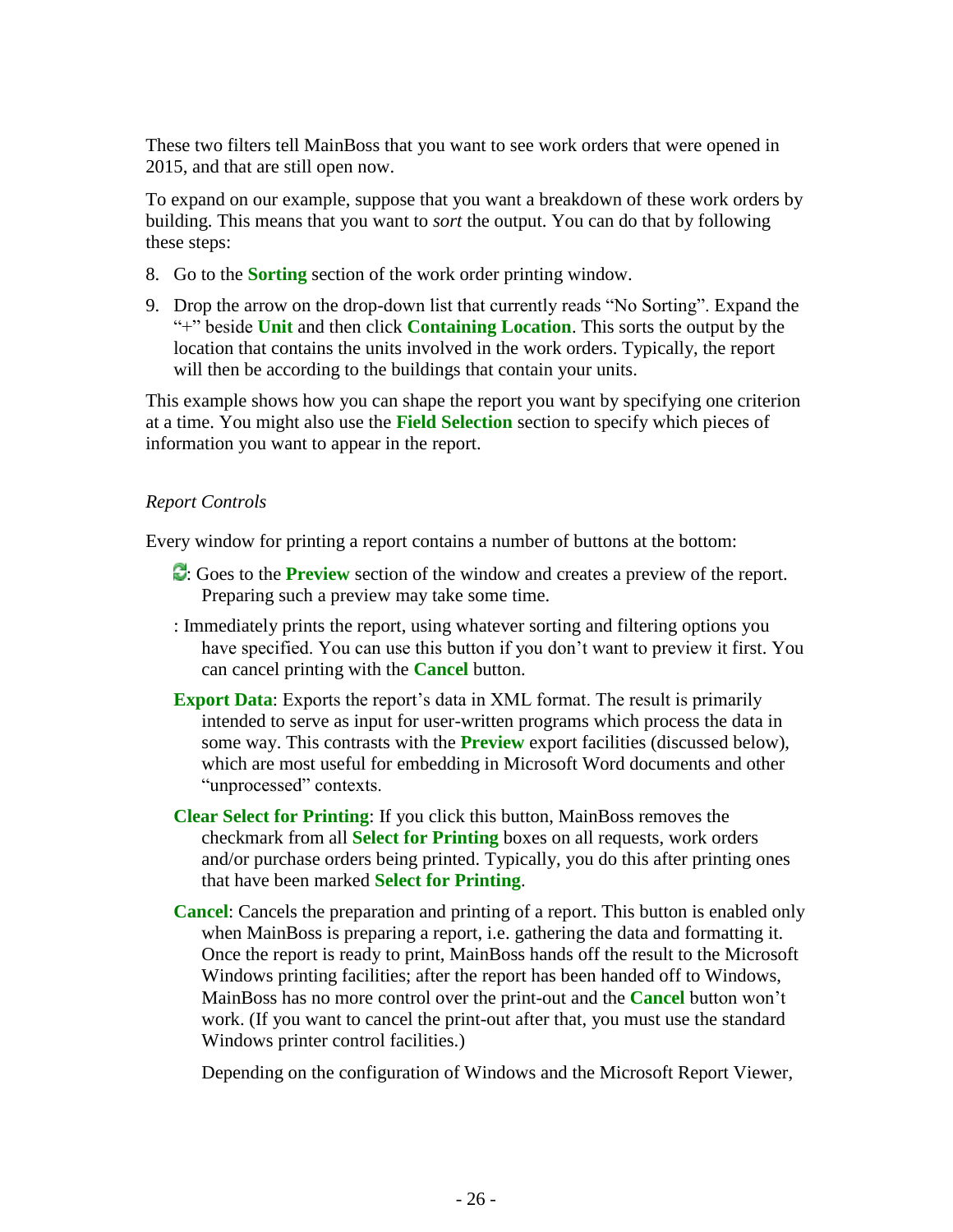These two filters tell MainBoss that you want to see work orders that were opened in 2015, and that are still open now.

To expand on our example, suppose that you want a breakdown of these work orders by building. This means that you want to *sort* the output. You can do that by following these steps:

8. Go to the **Sorting** section of the work order printing window.
9. Drop the arrow on the drop-down list that currently reads "No Sorting". Expand the "+" beside **Unit** and then click **Containing Location**. This sorts the output by the location that contains the units involved in the work orders. Typically, the report will then be according to the buildings that contain your units.

This example shows how you can shape the report you want by specifying one criterion at a time. You might also use the **Field Selection** section to specify which pieces of information you want to appear in the report.

*Report Controls*

Every window for printing a report contains a number of buttons at the bottom:

: Goes to the **Preview** section of the window and creates a preview of the report. Preparing such a preview may take some time.

: Immediately prints the report, using whatever sorting and filtering options you have specified. You can use this button if you don't want to preview it first. You can cancel printing with the **Cancel** button.

**Export Data**: Exports the report's data in XML format. The result is primarily intended to serve as input for user-written programs which process the data in some way. This contrasts with the **Preview** export facilities (discussed below), which are most useful for embedding in Microsoft Word documents and other "unprocessed" contexts.

**Clear Select for Printing**: If you click this button, MainBoss removes the checkmark from all **Select for Printing** boxes on all requests, work orders and/or purchase orders being printed. Typically, you do this after printing ones that have been marked **Select for Printing**.

**Cancel**: Cancels the preparation and printing of a report. This button is enabled only when MainBoss is preparing a report, i.e. gathering the data and formatting it. Once the report is ready to print, MainBoss hands off the result to the Microsoft Windows printing facilities; after the report has been handed off to Windows, MainBoss has no more control over the print-out and the **Cancel** button won't work. (If you want to cancel the print-out after that, you must use the standard Windows printer control facilities.)

Depending on the configuration of Windows and the Microsoft Report Viewer,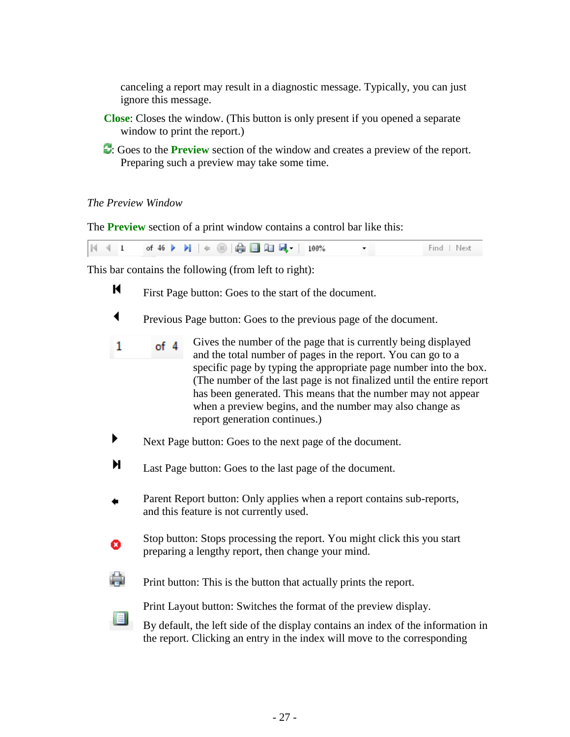canceling a report may result in a diagnostic message. Typically, you can just ignore this message.

**Close**: Closes the window. (This button is only present if you opened a separate window to print the report.)

: Goes to the **Preview** section of the window and creates a preview of the report. Preparing such a preview may take some time.

*The Preview Window*

The **Preview** section of a print window contains a control bar like this:

This bar contains the following (from left to right):

First Page button: Goes to the start of the document.

Previous Page button: Goes to the previous page of the document.

Gives the number of the page that is currently being displayed and the total number of pages in the report. You can go to a specific page by typing the appropriate page number into the box. (The number of the last page is not finalized until the entire report has been generated. This means that the number may not appear when a preview begins, and the number may also change as report generation continues.)

Next Page button: Goes to the next page of the document.

Last Page button: Goes to the last page of the document.

Parent Report button: Only applies when a report contains sub-reports, and this feature is not currently used.

Stop button: Stops processing the report. You might click this you start preparing a lengthy report, then change your mind.

Print button: This is the button that actually prints the report.

Print Layout button: Switches the format of the preview display.

By default, the left side of the display contains an index of the information in the report. Clicking an entry in the index will move to the corresponding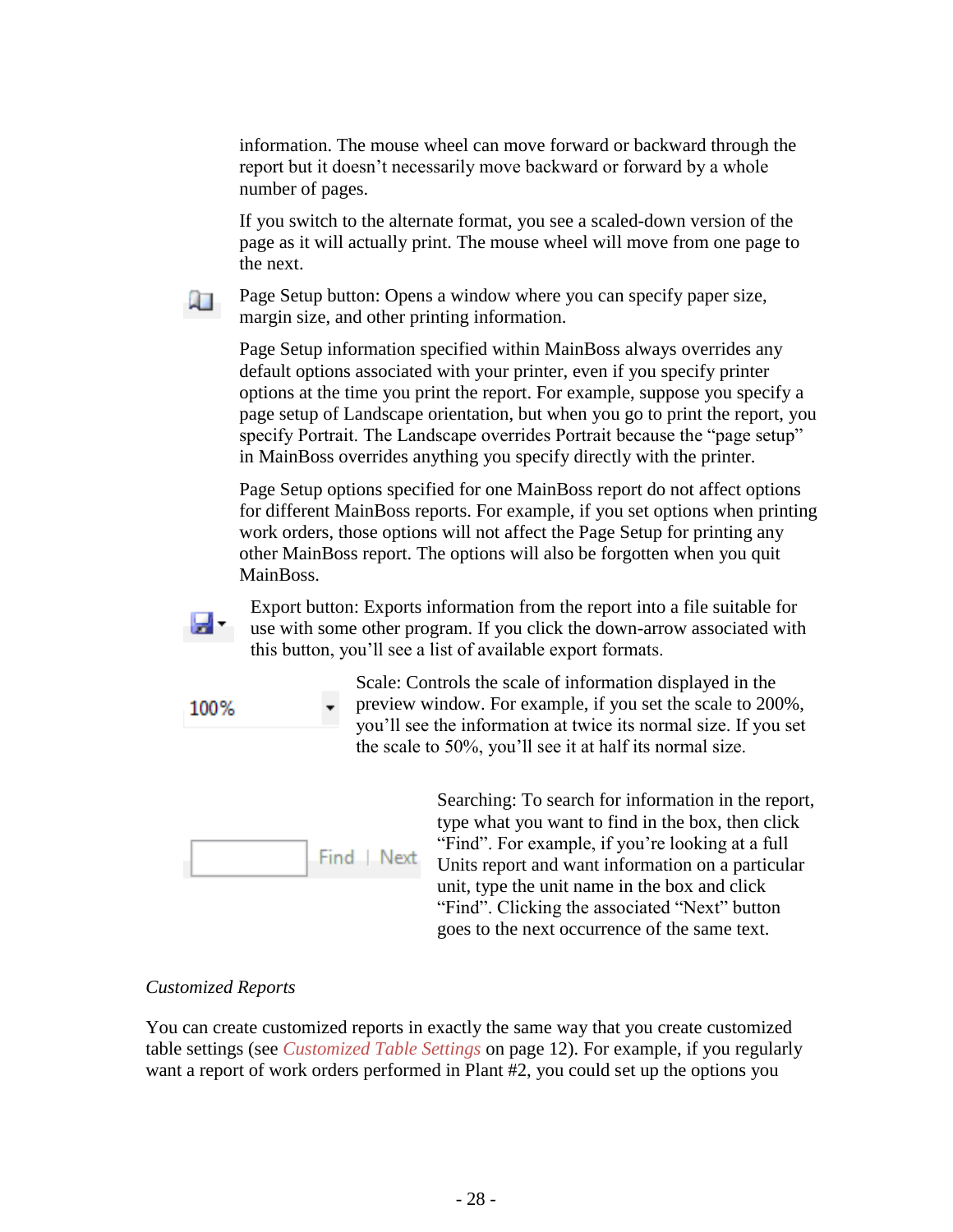information. The mouse wheel can move forward or backward through the report but it doesn't necessarily move backward or forward by a whole number of pages.

If you switch to the alternate format, you see a scaled-down version of the page as it will actually print. The mouse wheel will move from one page to the next.

Page Setup button: Opens a window where you can specify paper size, margin size, and other printing information.

Page Setup information specified within MainBoss always overrides any default options associated with your printer, even if you specify printer options at the time you print the report. For example, suppose you specify a page setup of Landscape orientation, but when you go to print the report, you specify Portrait. The Landscape overrides Portrait because the "page setup" in MainBoss overrides anything you specify directly with the printer.

Page Setup options specified for one MainBoss report do not affect options for different MainBoss reports. For example, if you set options when printing work orders, those options will not affect the Page Setup for printing any other MainBoss report. The options will also be forgotten when you quit MainBoss.

Export button: Exports information from the report into a file suitable for use with some other program. If you click the down-arrow associated with this button, you'll see a list of available export formats.

100%

Scale: Controls the scale of information displayed in the preview window. For example, if you set the scale to 200%, you'll see the information at twice its normal size. If you set the scale to 50%, you'll see it at half its normal size.

Find | Next

Searching: To search for information in the report, type what you want to find in the box, then click "Find". For example, if you're looking at a full Units report and want information on a particular unit, type the unit name in the box and click "Find". Clicking the associated "Next" button goes to the next occurrence of the same text.

*Customized Reports*

You can create customized reports in exactly the same way that you create customized table settings (see *Customized Table Settings* on page 12). For example, if you regularly want a report of work orders performed in Plant #2, you could set up the options you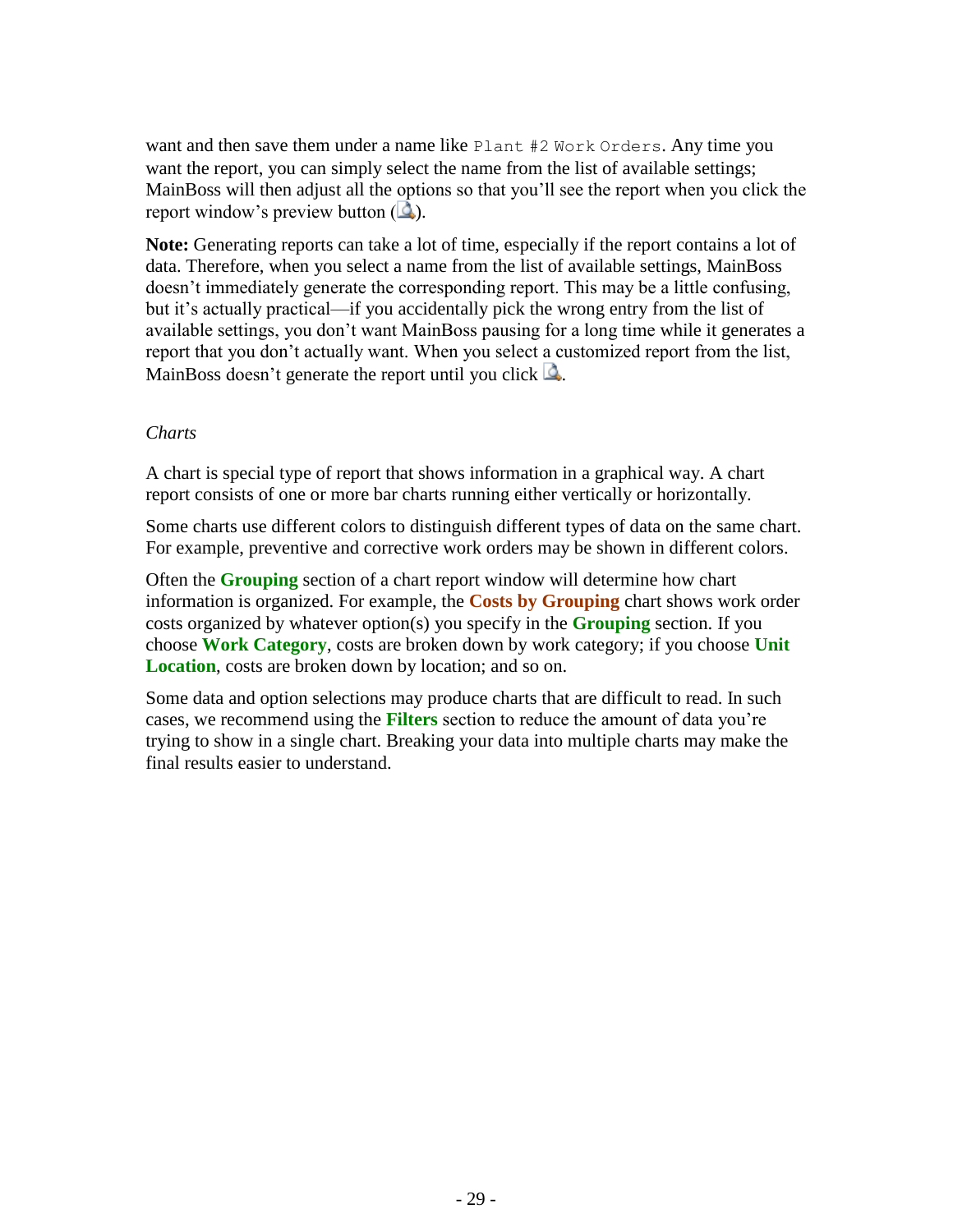want and then save them under a name like `Plant #2 Work Orders`. Any time you want the report, you can simply select the name from the list of available settings; MainBoss will then adjust all the options so that you'll see the report when you click the report window's preview button ( ).

**Note:** Generating reports can take a lot of time, especially if the report contains a lot of data. Therefore, when you select a name from the list of available settings, MainBoss doesn't immediately generate the corresponding report. This may be a little confusing, but it's actually practical—if you accidentally pick the wrong entry from the list of available settings, you don't want MainBoss pausing for a long time while it generates a report that you don't actually want. When you select a customized report from the list, MainBoss doesn't generate the report until you click .

*Charts*

A chart is special type of report that shows information in a graphical way. A chart report consists of one or more bar charts running either vertically or horizontally.

Some charts use different colors to distinguish different types of data on the same chart. For example, preventive and corrective work orders may be shown in different colors.

Often the **Grouping** section of a chart report window will determine how chart information is organized. For example, the **Costs by Grouping** chart shows work order costs organized by whatever option(s) you specify in the **Grouping** section. If you choose **Work Category**, costs are broken down by work category; if you choose **Unit Location**, costs are broken down by location; and so on.

Some data and option selections may produce charts that are difficult to read. In such cases, we recommend using the **Filters** section to reduce the amount of data you're trying to show in a single chart. Breaking your data into multiple charts may make the final results easier to understand.